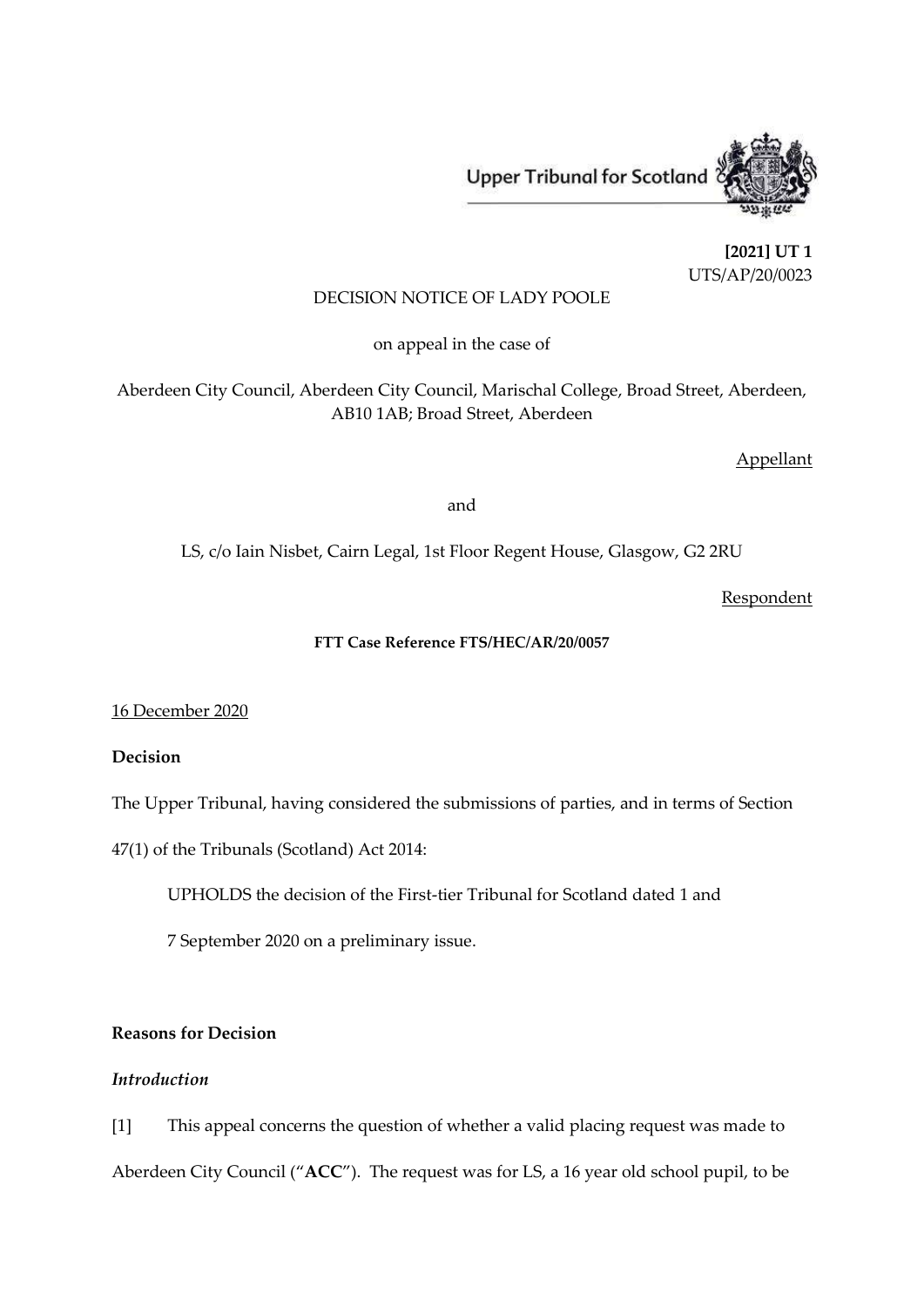Upper Tribunal for Scotland

**[2021] UT 1**
UTS/AP/20/0023

DECISION NOTICE OF LADY POOLE

on appeal in the case of

Aberdeen City Council, Aberdeen City Council, Marischal College, Broad Street, Aberdeen, AB10 1AB; Broad Street, Aberdeen

Appellant

and

LS, c/o Iain Nisbet, Cairn Legal, 1st Floor Regent House, Glasgow, G2 2RU

Respondent

**FTT Case Reference FTS/HEC/AR/20/0057**

16 December 2020

**Decision**

The Upper Tribunal, having considered the submissions of parties, and in terms of Section 47(1) of the Tribunals (Scotland) Act 2014:

UPHOLDS the decision of the First-tier Tribunal for Scotland dated 1 and 7 September 2020 on a preliminary issue.

**Reasons for Decision**

***Introduction***

[1] This appeal concerns the question of whether a valid placing request was made to Aberdeen City Council ("**ACC**"). The request was for LS, a 16 year old school pupil, to be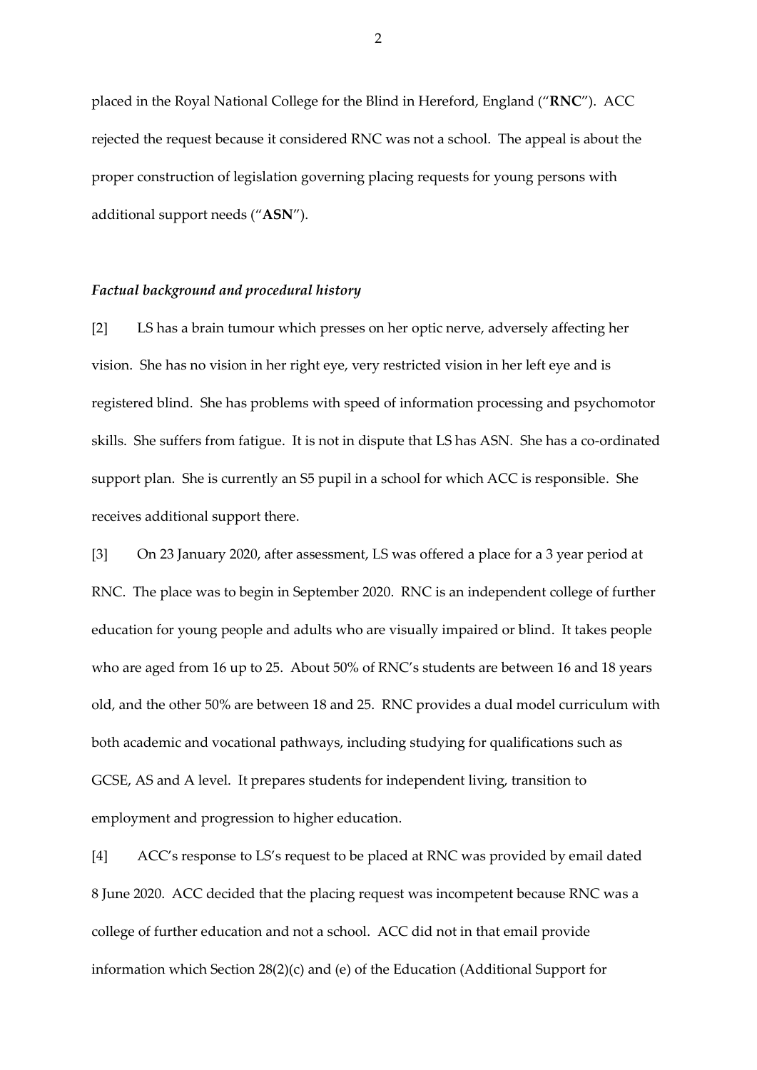placed in the Royal National College for the Blind in Hereford, England ("**RNC**"). ACC rejected the request because it considered RNC was not a school. The appeal is about the proper construction of legislation governing placing requests for young persons with additional support needs ("**ASN**").

### *Factual background and procedural history*

[2] LS has a brain tumour which presses on her optic nerve, adversely affecting her vision. She has no vision in her right eye, very restricted vision in her left eye and is registered blind. She has problems with speed of information processing and psychomotor skills. She suffers from fatigue. It is not in dispute that LS has ASN. She has a co-ordinated support plan. She is currently an S5 pupil in a school for which ACC is responsible. She receives additional support there.

[3] On 23 January 2020, after assessment, LS was offered a place for a 3 year period at RNC. The place was to begin in September 2020. RNC is an independent college of further education for young people and adults who are visually impaired or blind. It takes people who are aged from 16 up to 25. About 50% of RNC's students are between 16 and 18 years old, and the other 50% are between 18 and 25. RNC provides a dual model curriculum with both academic and vocational pathways, including studying for qualifications such as GCSE, AS and A level. It prepares students for independent living, transition to employment and progression to higher education.

[4] ACC's response to LS's request to be placed at RNC was provided by email dated 8 June 2020. ACC decided that the placing request was incompetent because RNC was a college of further education and not a school. ACC did not in that email provide information which Section 28(2)(c) and (e) of the Education (Additional Support for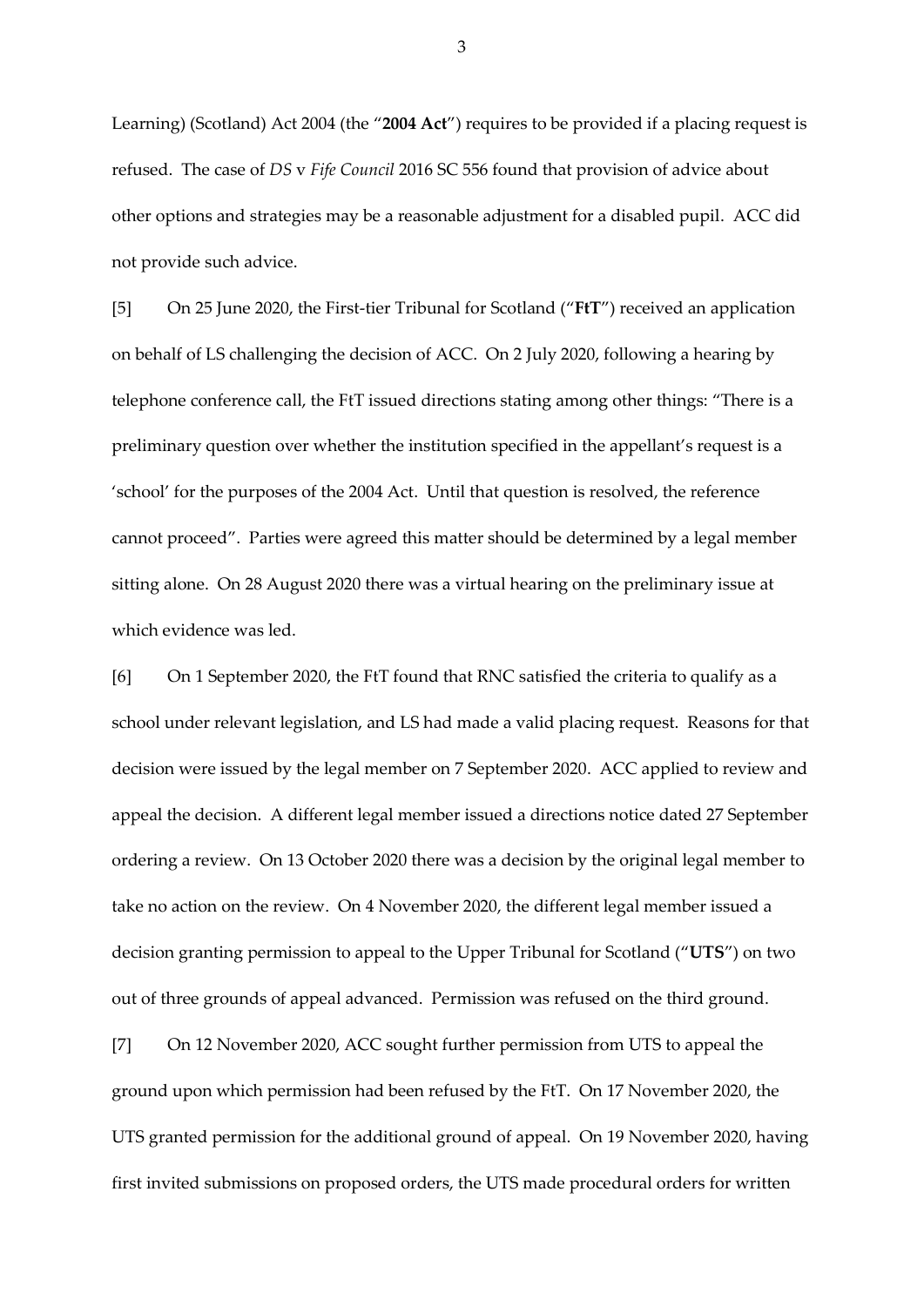Learning) (Scotland) Act 2004 (the "**2004 Act**") requires to be provided if a placing request is refused. The case of *DS* v *Fife Council* 2016 SC 556 found that provision of advice about other options and strategies may be a reasonable adjustment for a disabled pupil. ACC did not provide such advice.

[5] On 25 June 2020, the First-tier Tribunal for Scotland ("**FtT**") received an application on behalf of LS challenging the decision of ACC. On 2 July 2020, following a hearing by telephone conference call, the FtT issued directions stating among other things: "There is a preliminary question over whether the institution specified in the appellant's request is a 'school' for the purposes of the 2004 Act. Until that question is resolved, the reference cannot proceed". Parties were agreed this matter should be determined by a legal member sitting alone. On 28 August 2020 there was a virtual hearing on the preliminary issue at which evidence was led.

[6] On 1 September 2020, the FtT found that RNC satisfied the criteria to qualify as a school under relevant legislation, and LS had made a valid placing request. Reasons for that decision were issued by the legal member on 7 September 2020. ACC applied to review and appeal the decision. A different legal member issued a directions notice dated 27 September ordering a review. On 13 October 2020 there was a decision by the original legal member to take no action on the review. On 4 November 2020, the different legal member issued a decision granting permission to appeal to the Upper Tribunal for Scotland ("**UTS**") on two out of three grounds of appeal advanced. Permission was refused on the third ground.

[7] On 12 November 2020, ACC sought further permission from UTS to appeal the ground upon which permission had been refused by the FtT. On 17 November 2020, the UTS granted permission for the additional ground of appeal. On 19 November 2020, having first invited submissions on proposed orders, the UTS made procedural orders for written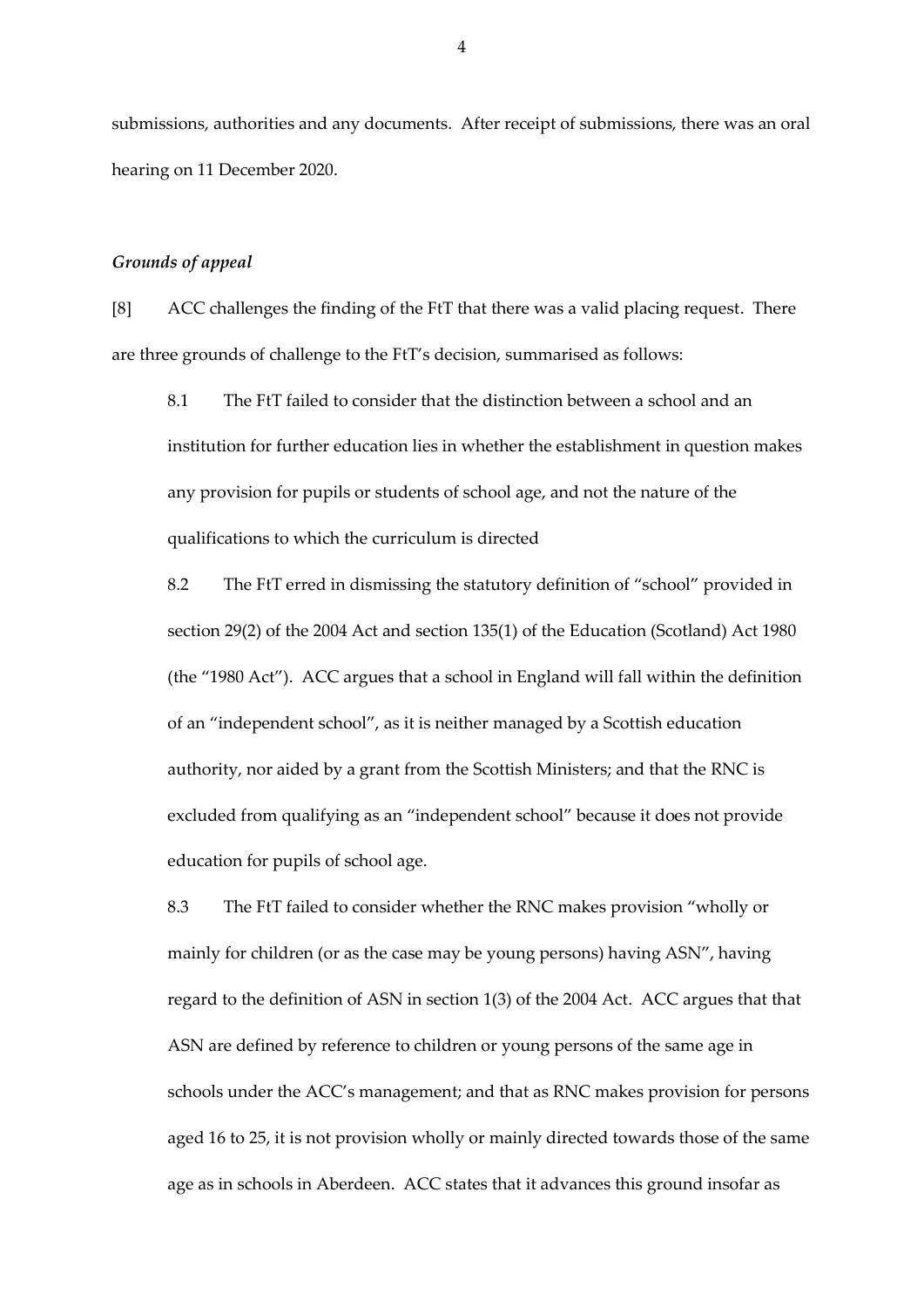submissions, authorities and any documents. After receipt of submissions, there was an oral hearing on 11 December 2020.

### *Grounds of appeal*

[8] ACC challenges the finding of the FtT that there was a valid placing request. There are three grounds of challenge to the FtT's decision, summarised as follows:

> 8.1 The FtT failed to consider that the distinction between a school and an institution for further education lies in whether the establishment in question makes any provision for pupils or students of school age, and not the nature of the qualifications to which the curriculum is directed
>
> 8.2 The FtT erred in dismissing the statutory definition of "school" provided in section 29(2) of the 2004 Act and section 135(1) of the Education (Scotland) Act 1980 (the "1980 Act"). ACC argues that a school in England will fall within the definition of an "independent school", as it is neither managed by a Scottish education authority, nor aided by a grant from the Scottish Ministers; and that the RNC is excluded from qualifying as an "independent school" because it does not provide education for pupils of school age.
>
> 8.3 The FtT failed to consider whether the RNC makes provision "wholly or mainly for children (or as the case may be young persons) having ASN", having regard to the definition of ASN in section 1(3) of the 2004 Act. ACC argues that that ASN are defined by reference to children or young persons of the same age in schools under the ACC's management; and that as RNC makes provision for persons aged 16 to 25, it is not provision wholly or mainly directed towards those of the same age as in schools in Aberdeen. ACC states that it advances this ground insofar as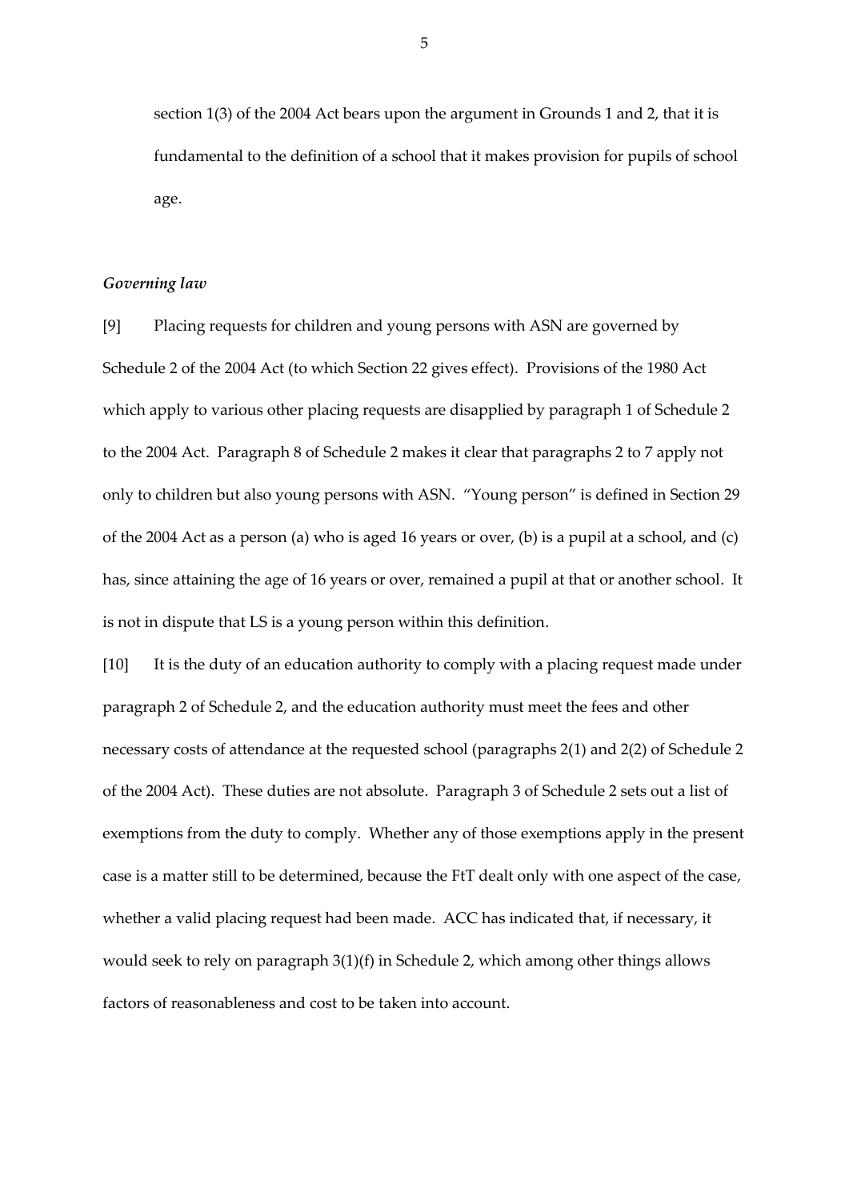section 1(3) of the 2004 Act bears upon the argument in Grounds 1 and 2, that it is fundamental to the definition of a school that it makes provision for pupils of school age.

### *Governing law*

[9] Placing requests for children and young persons with ASN are governed by Schedule 2 of the 2004 Act (to which Section 22 gives effect). Provisions of the 1980 Act which apply to various other placing requests are disapplied by paragraph 1 of Schedule 2 to the 2004 Act. Paragraph 8 of Schedule 2 makes it clear that paragraphs 2 to 7 apply not only to children but also young persons with ASN. "Young person" is defined in Section 29 of the 2004 Act as a person (a) who is aged 16 years or over, (b) is a pupil at a school, and (c) has, since attaining the age of 16 years or over, remained a pupil at that or another school. It is not in dispute that LS is a young person within this definition.

[10] It is the duty of an education authority to comply with a placing request made under paragraph 2 of Schedule 2, and the education authority must meet the fees and other necessary costs of attendance at the requested school (paragraphs 2(1) and 2(2) of Schedule 2 of the 2004 Act). These duties are not absolute. Paragraph 3 of Schedule 2 sets out a list of exemptions from the duty to comply. Whether any of those exemptions apply in the present case is a matter still to be determined, because the FtT dealt only with one aspect of the case, whether a valid placing request had been made. ACC has indicated that, if necessary, it would seek to rely on paragraph 3(1)(f) in Schedule 2, which among other things allows factors of reasonableness and cost to be taken into account.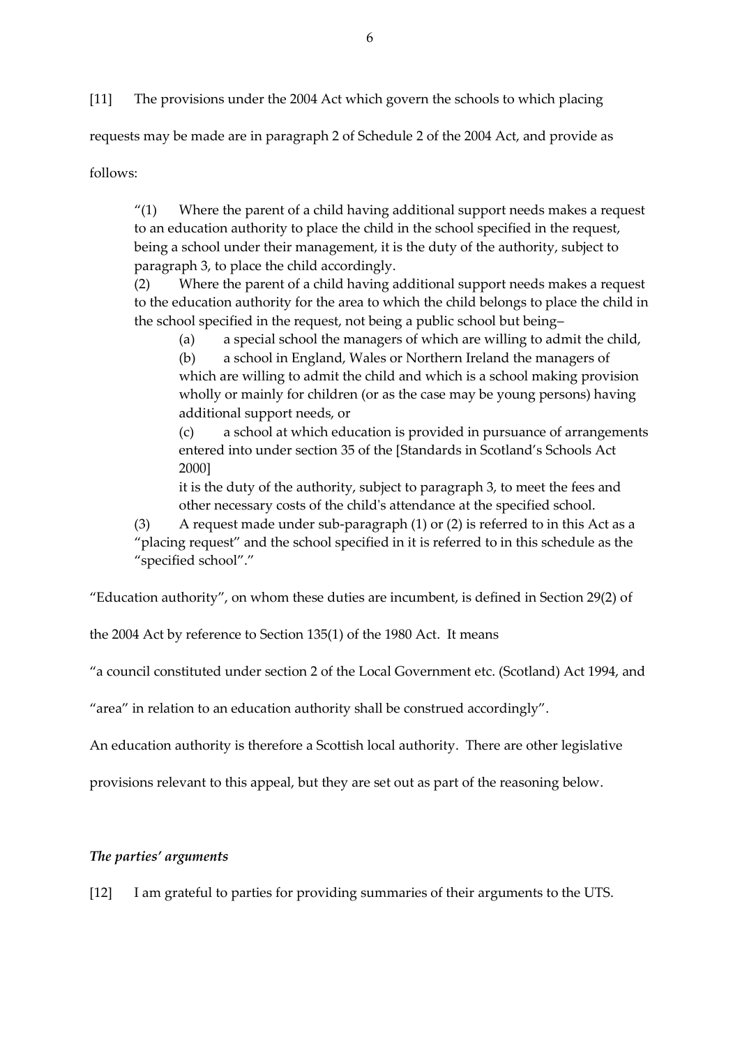[11] The provisions under the 2004 Act which govern the schools to which placing requests may be made are in paragraph 2 of Schedule 2 of the 2004 Act, and provide as follows:

> "(1) Where the parent of a child having additional support needs makes a request to an education authority to place the child in the school specified in the request, being a school under their management, it is the duty of the authority, subject to paragraph 3, to place the child accordingly.
>
> (2) Where the parent of a child having additional support needs makes a request to the education authority for the area to which the child belongs to place the child in the school specified in the request, not being a public school but being–
>
> > (a) a special school the managers of which are willing to admit the child,
> >
> > (b) a school in England, Wales or Northern Ireland the managers of which are willing to admit the child and which is a school making provision wholly or mainly for children (or as the case may be young persons) having additional support needs, or
> >
> > (c) a school at which education is provided in pursuance of arrangements entered into under section 35 of the [Standards in Scotland's Schools Act 2000]
> >
> > it is the duty of the authority, subject to paragraph 3, to meet the fees and other necessary costs of the child's attendance at the specified school.
>
> (3) A request made under sub-paragraph (1) or (2) is referred to in this Act as a "placing request" and the school specified in it is referred to in this schedule as the "specified school"."

"Education authority", on whom these duties are incumbent, is defined in Section 29(2) of the 2004 Act by reference to Section 135(1) of the 1980 Act. It means

"a council constituted under section 2 of the Local Government etc. (Scotland) Act 1994, and "area" in relation to an education authority shall be construed accordingly".

An education authority is therefore a Scottish local authority. There are other legislative provisions relevant to this appeal, but they are set out as part of the reasoning below.

### *The parties' arguments*

[12] I am grateful to parties for providing summaries of their arguments to the UTS.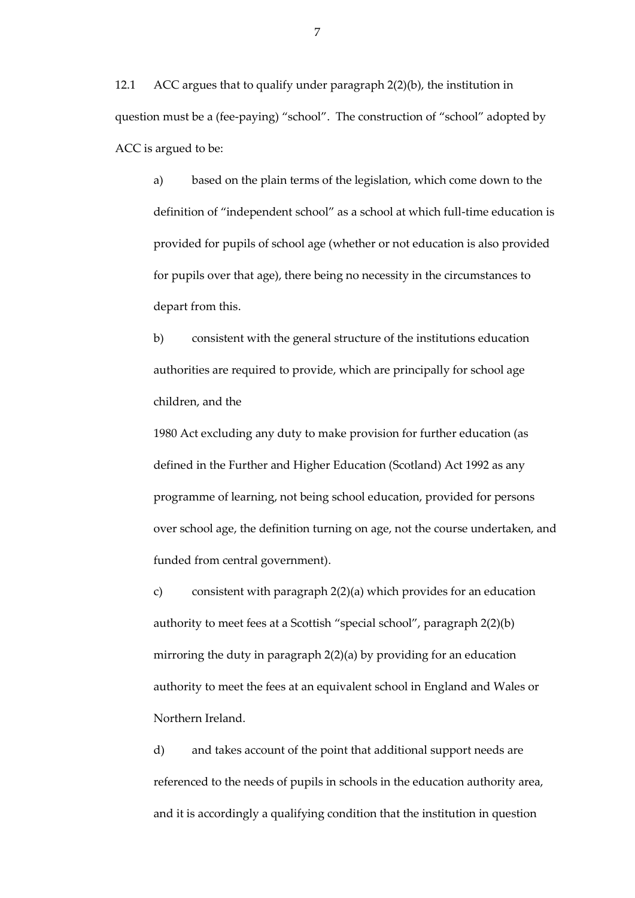12.1 ACC argues that to qualify under paragraph 2(2)(b), the institution in question must be a (fee-paying) "school". The construction of "school" adopted by ACC is argued to be:

a) based on the plain terms of the legislation, which come down to the definition of "independent school" as a school at which full-time education is provided for pupils of school age (whether or not education is also provided for pupils over that age), there being no necessity in the circumstances to depart from this.

b) consistent with the general structure of the institutions education authorities are required to provide, which are principally for school age children, and the

1980 Act excluding any duty to make provision for further education (as defined in the Further and Higher Education (Scotland) Act 1992 as any programme of learning, not being school education, provided for persons over school age, the definition turning on age, not the course undertaken, and funded from central government).

c) consistent with paragraph 2(2)(a) which provides for an education authority to meet fees at a Scottish "special school", paragraph 2(2)(b) mirroring the duty in paragraph 2(2)(a) by providing for an education authority to meet the fees at an equivalent school in England and Wales or Northern Ireland.

d) and takes account of the point that additional support needs are referenced to the needs of pupils in schools in the education authority area, and it is accordingly a qualifying condition that the institution in question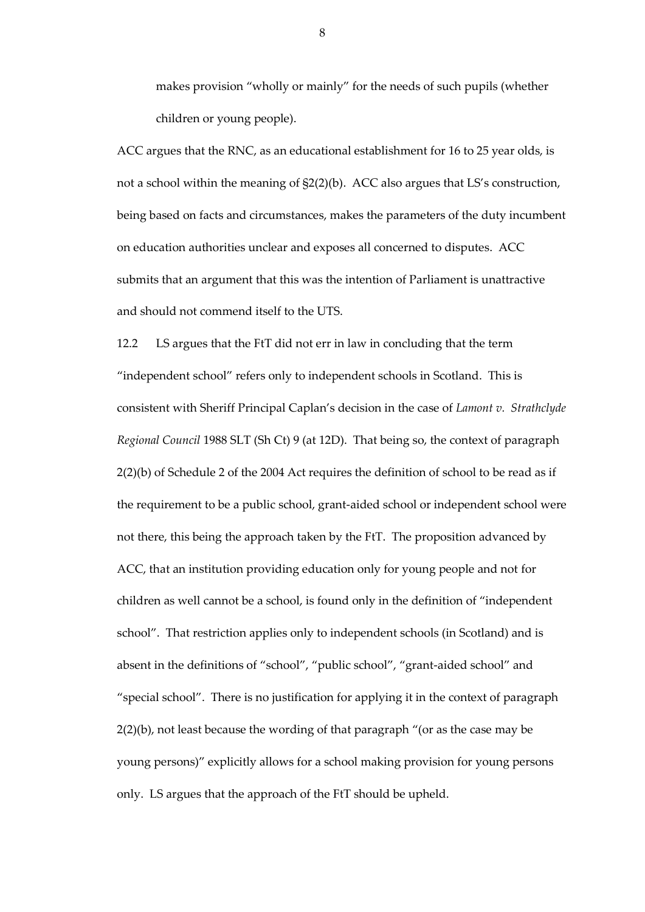makes provision "wholly or mainly" for the needs of such pupils (whether children or young people).

ACC argues that the RNC, as an educational establishment for 16 to 25 year olds, is not a school within the meaning of §2(2)(b). ACC also argues that LS's construction, being based on facts and circumstances, makes the parameters of the duty incumbent on education authorities unclear and exposes all concerned to disputes. ACC submits that an argument that this was the intention of Parliament is unattractive and should not commend itself to the UTS.

12.2 LS argues that the FtT did not err in law in concluding that the term "independent school" refers only to independent schools in Scotland. This is consistent with Sheriff Principal Caplan's decision in the case of *Lamont v. Strathclyde Regional Council* 1988 SLT (Sh Ct) 9 (at 12D). That being so, the context of paragraph 2(2)(b) of Schedule 2 of the 2004 Act requires the definition of school to be read as if the requirement to be a public school, grant-aided school or independent school were not there, this being the approach taken by the FtT. The proposition advanced by ACC, that an institution providing education only for young people and not for children as well cannot be a school, is found only in the definition of "independent school". That restriction applies only to independent schools (in Scotland) and is absent in the definitions of "school", "public school", "grant-aided school" and "special school". There is no justification for applying it in the context of paragraph 2(2)(b), not least because the wording of that paragraph "(or as the case may be young persons)" explicitly allows for a school making provision for young persons only. LS argues that the approach of the FtT should be upheld.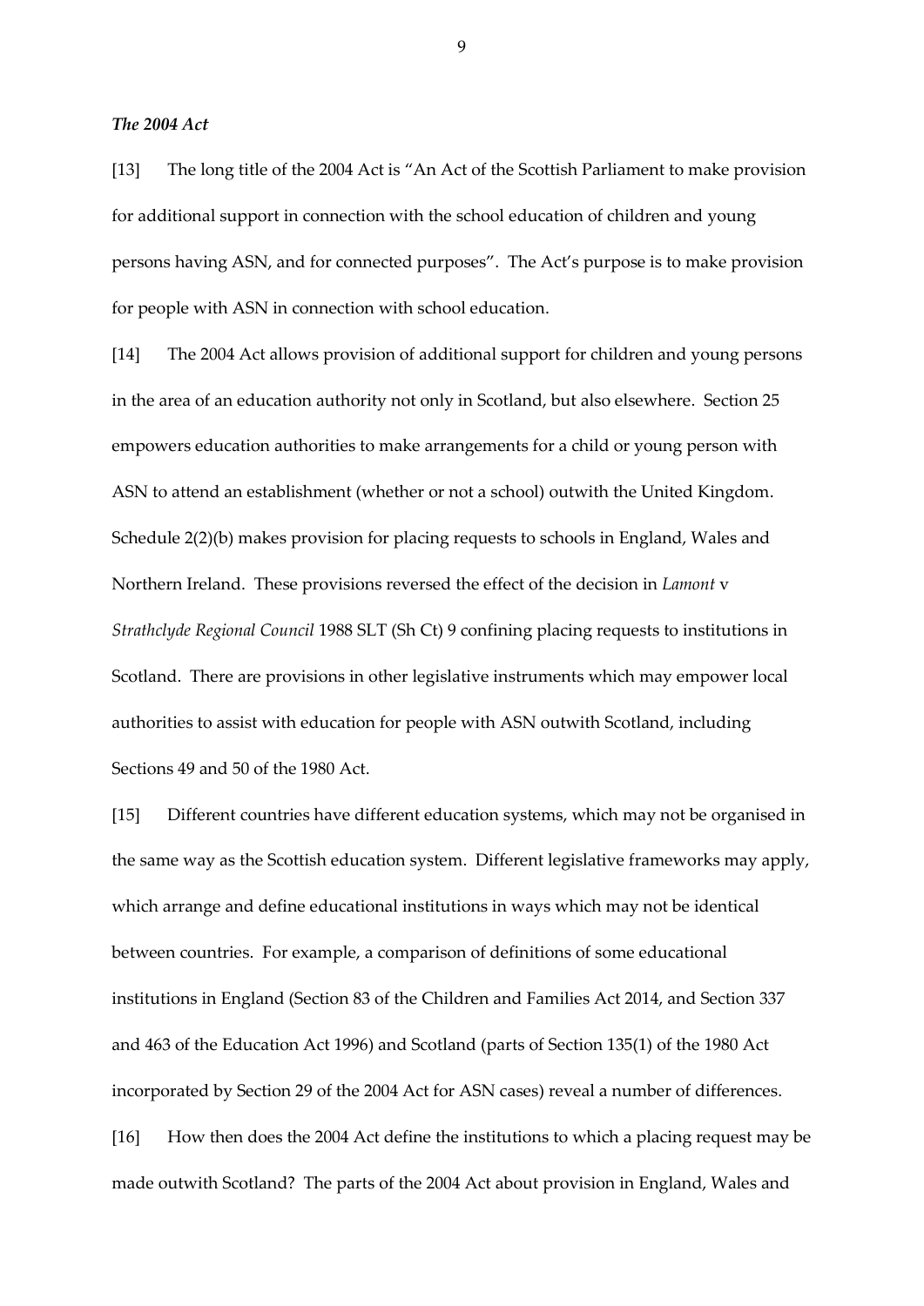***The 2004 Act***

[13] The long title of the 2004 Act is "An Act of the Scottish Parliament to make provision for additional support in connection with the school education of children and young persons having ASN, and for connected purposes". The Act's purpose is to make provision for people with ASN in connection with school education.

[14] The 2004 Act allows provision of additional support for children and young persons in the area of an education authority not only in Scotland, but also elsewhere. Section 25 empowers education authorities to make arrangements for a child or young person with ASN to attend an establishment (whether or not a school) outwith the United Kingdom. Schedule 2(2)(b) makes provision for placing requests to schools in England, Wales and Northern Ireland. These provisions reversed the effect of the decision in *Lamont* v *Strathclyde Regional Council* 1988 SLT (Sh Ct) 9 confining placing requests to institutions in Scotland. There are provisions in other legislative instruments which may empower local authorities to assist with education for people with ASN outwith Scotland, including Sections 49 and 50 of the 1980 Act.

[15] Different countries have different education systems, which may not be organised in the same way as the Scottish education system. Different legislative frameworks may apply, which arrange and define educational institutions in ways which may not be identical between countries. For example, a comparison of definitions of some educational institutions in England (Section 83 of the Children and Families Act 2014, and Section 337 and 463 of the Education Act 1996) and Scotland (parts of Section 135(1) of the 1980 Act incorporated by Section 29 of the 2004 Act for ASN cases) reveal a number of differences.

[16] How then does the 2004 Act define the institutions to which a placing request may be made outwith Scotland? The parts of the 2004 Act about provision in England, Wales and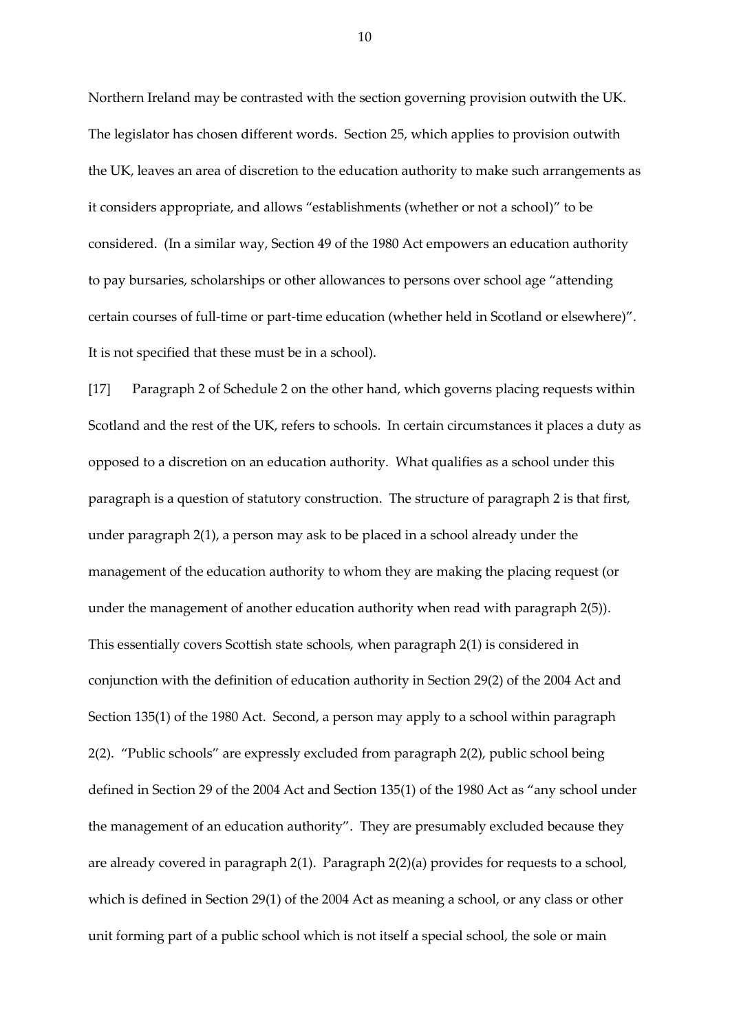Northern Ireland may be contrasted with the section governing provision outwith the UK. The legislator has chosen different words. Section 25, which applies to provision outwith the UK, leaves an area of discretion to the education authority to make such arrangements as it considers appropriate, and allows "establishments (whether or not a school)" to be considered. (In a similar way, Section 49 of the 1980 Act empowers an education authority to pay bursaries, scholarships or other allowances to persons over school age "attending certain courses of full-time or part-time education (whether held in Scotland or elsewhere)". It is not specified that these must be in a school).

[17] Paragraph 2 of Schedule 2 on the other hand, which governs placing requests within Scotland and the rest of the UK, refers to schools. In certain circumstances it places a duty as opposed to a discretion on an education authority. What qualifies as a school under this paragraph is a question of statutory construction. The structure of paragraph 2 is that first, under paragraph 2(1), a person may ask to be placed in a school already under the management of the education authority to whom they are making the placing request (or under the management of another education authority when read with paragraph 2(5)). This essentially covers Scottish state schools, when paragraph 2(1) is considered in conjunction with the definition of education authority in Section 29(2) of the 2004 Act and Section 135(1) of the 1980 Act. Second, a person may apply to a school within paragraph 2(2). "Public schools" are expressly excluded from paragraph 2(2), public school being defined in Section 29 of the 2004 Act and Section 135(1) of the 1980 Act as "any school under the management of an education authority". They are presumably excluded because they are already covered in paragraph 2(1). Paragraph 2(2)(a) provides for requests to a school, which is defined in Section 29(1) of the 2004 Act as meaning a school, or any class or other unit forming part of a public school which is not itself a special school, the sole or main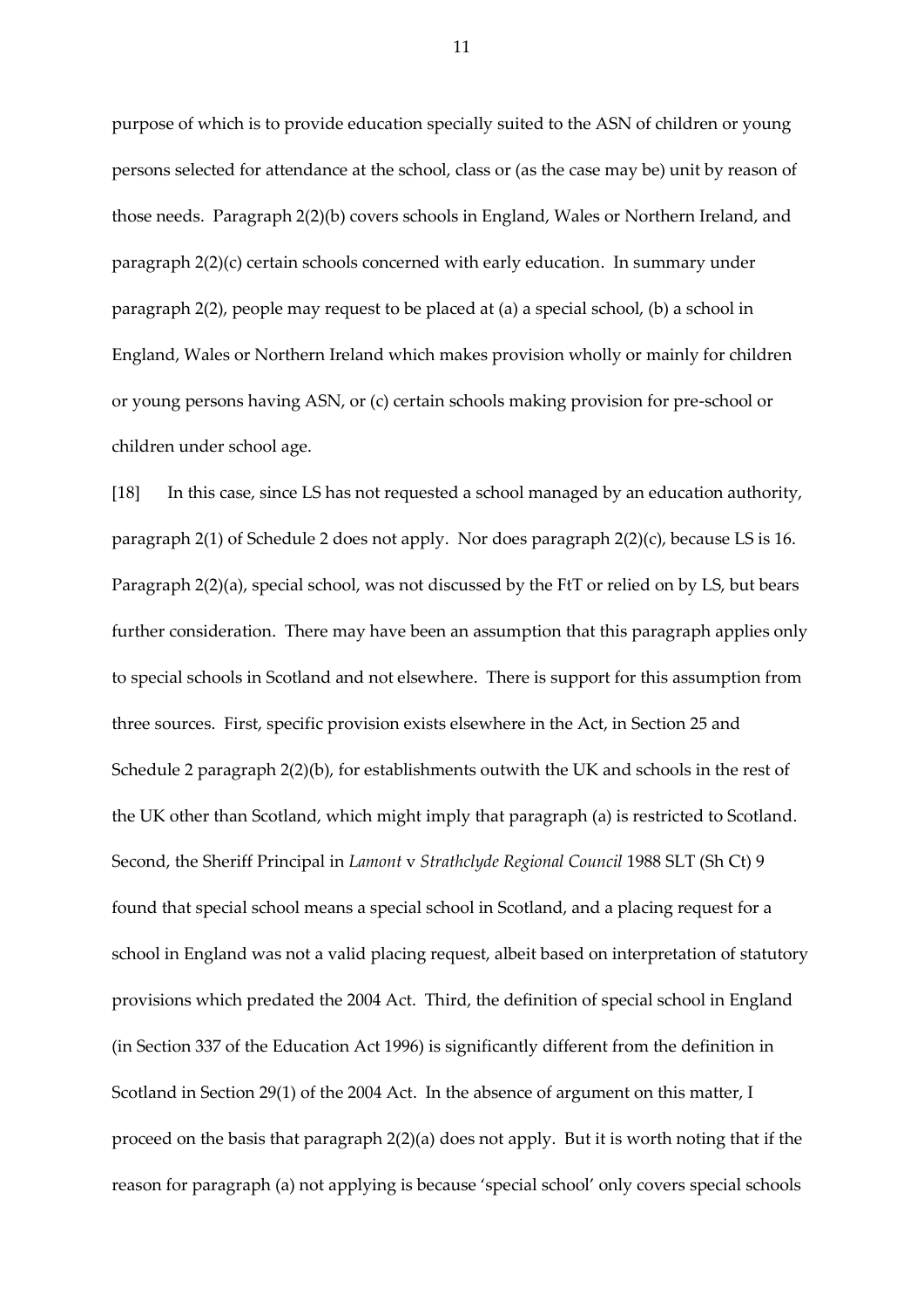purpose of which is to provide education specially suited to the ASN of children or young persons selected for attendance at the school, class or (as the case may be) unit by reason of those needs. Paragraph 2(2)(b) covers schools in England, Wales or Northern Ireland, and paragraph 2(2)(c) certain schools concerned with early education. In summary under paragraph 2(2), people may request to be placed at (a) a special school, (b) a school in England, Wales or Northern Ireland which makes provision wholly or mainly for children or young persons having ASN, or (c) certain schools making provision for pre-school or children under school age.

[18] In this case, since LS has not requested a school managed by an education authority, paragraph 2(1) of Schedule 2 does not apply. Nor does paragraph 2(2)(c), because LS is 16. Paragraph 2(2)(a), special school, was not discussed by the FtT or relied on by LS, but bears further consideration. There may have been an assumption that this paragraph applies only to special schools in Scotland and not elsewhere. There is support for this assumption from three sources. First, specific provision exists elsewhere in the Act, in Section 25 and Schedule 2 paragraph 2(2)(b), for establishments outwith the UK and schools in the rest of the UK other than Scotland, which might imply that paragraph (a) is restricted to Scotland. Second, the Sheriff Principal in *Lamont* v *Strathclyde Regional Council* 1988 SLT (Sh Ct) 9 found that special school means a special school in Scotland, and a placing request for a school in England was not a valid placing request, albeit based on interpretation of statutory provisions which predated the 2004 Act. Third, the definition of special school in England (in Section 337 of the Education Act 1996) is significantly different from the definition in Scotland in Section 29(1) of the 2004 Act. In the absence of argument on this matter, I proceed on the basis that paragraph 2(2)(a) does not apply. But it is worth noting that if the reason for paragraph (a) not applying is because 'special school' only covers special schools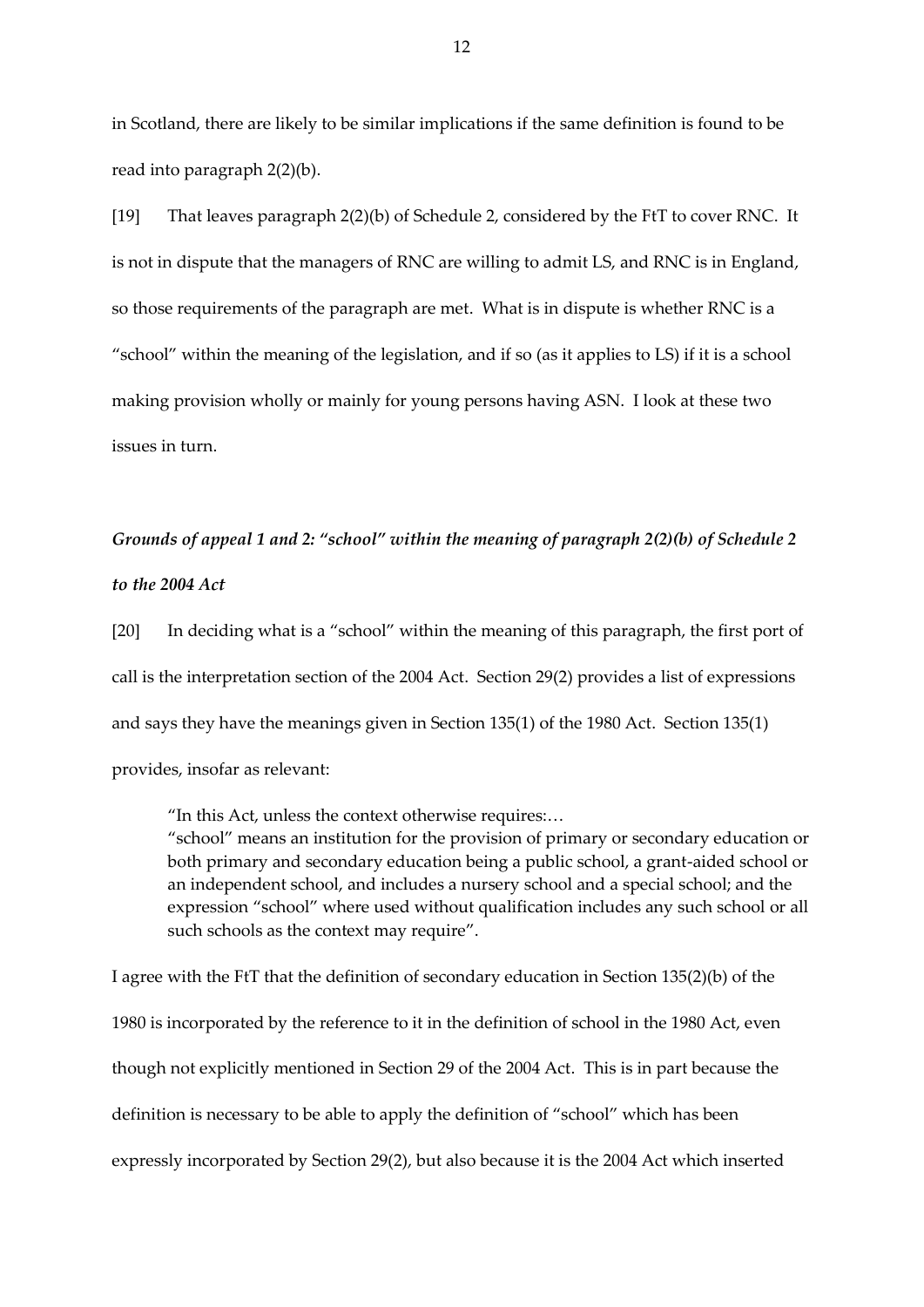in Scotland, there are likely to be similar implications if the same definition is found to be read into paragraph 2(2)(b).

[19] That leaves paragraph 2(2)(b) of Schedule 2, considered by the FtT to cover RNC. It is not in dispute that the managers of RNC are willing to admit LS, and RNC is in England, so those requirements of the paragraph are met. What is in dispute is whether RNC is a "school" within the meaning of the legislation, and if so (as it applies to LS) if it is a school making provision wholly or mainly for young persons having ASN. I look at these two issues in turn.

***Grounds of appeal 1 and 2: "school" within the meaning of paragraph 2(2)(b) of Schedule 2 to the 2004 Act***

[20] In deciding what is a "school" within the meaning of this paragraph, the first port of call is the interpretation section of the 2004 Act. Section 29(2) provides a list of expressions and says they have the meanings given in Section 135(1) of the 1980 Act. Section 135(1) provides, insofar as relevant:

> "In this Act, unless the context otherwise requires:…
> "school" means an institution for the provision of primary or secondary education or both primary and secondary education being a public school, a grant-aided school or an independent school, and includes a nursery school and a special school; and the expression "school" where used without qualification includes any such school or all such schools as the context may require".

I agree with the FtT that the definition of secondary education in Section 135(2)(b) of the 1980 is incorporated by the reference to it in the definition of school in the 1980 Act, even though not explicitly mentioned in Section 29 of the 2004 Act. This is in part because the definition is necessary to be able to apply the definition of "school" which has been expressly incorporated by Section 29(2), but also because it is the 2004 Act which inserted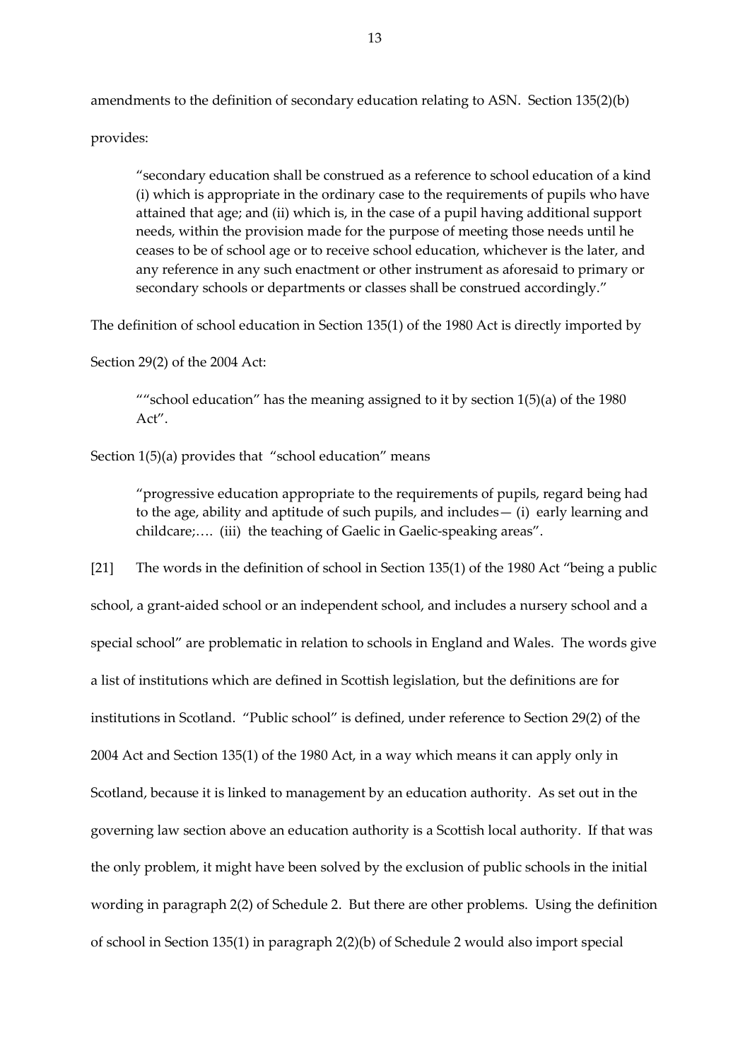amendments to the definition of secondary education relating to ASN. Section 135(2)(b) provides:

> "secondary education shall be construed as a reference to school education of a kind (i) which is appropriate in the ordinary case to the requirements of pupils who have attained that age; and (ii) which is, in the case of a pupil having additional support needs, within the provision made for the purpose of meeting those needs until he ceases to be of school age or to receive school education, whichever is the later, and any reference in any such enactment or other instrument as aforesaid to primary or secondary schools or departments or classes shall be construed accordingly."

The definition of school education in Section 135(1) of the 1980 Act is directly imported by Section 29(2) of the 2004 Act:

> ""school education" has the meaning assigned to it by section 1(5)(a) of the 1980 Act".

Section 1(5)(a) provides that "school education" means

> "progressive education appropriate to the requirements of pupils, regard being had to the age, ability and aptitude of such pupils, and includes— (i) early learning and childcare;…. (iii) the teaching of Gaelic in Gaelic-speaking areas".

[21] The words in the definition of school in Section 135(1) of the 1980 Act "being a public school, a grant-aided school or an independent school, and includes a nursery school and a special school" are problematic in relation to schools in England and Wales. The words give a list of institutions which are defined in Scottish legislation, but the definitions are for institutions in Scotland. "Public school" is defined, under reference to Section 29(2) of the 2004 Act and Section 135(1) of the 1980 Act, in a way which means it can apply only in Scotland, because it is linked to management by an education authority. As set out in the governing law section above an education authority is a Scottish local authority. If that was the only problem, it might have been solved by the exclusion of public schools in the initial wording in paragraph 2(2) of Schedule 2. But there are other problems. Using the definition of school in Section 135(1) in paragraph 2(2)(b) of Schedule 2 would also import special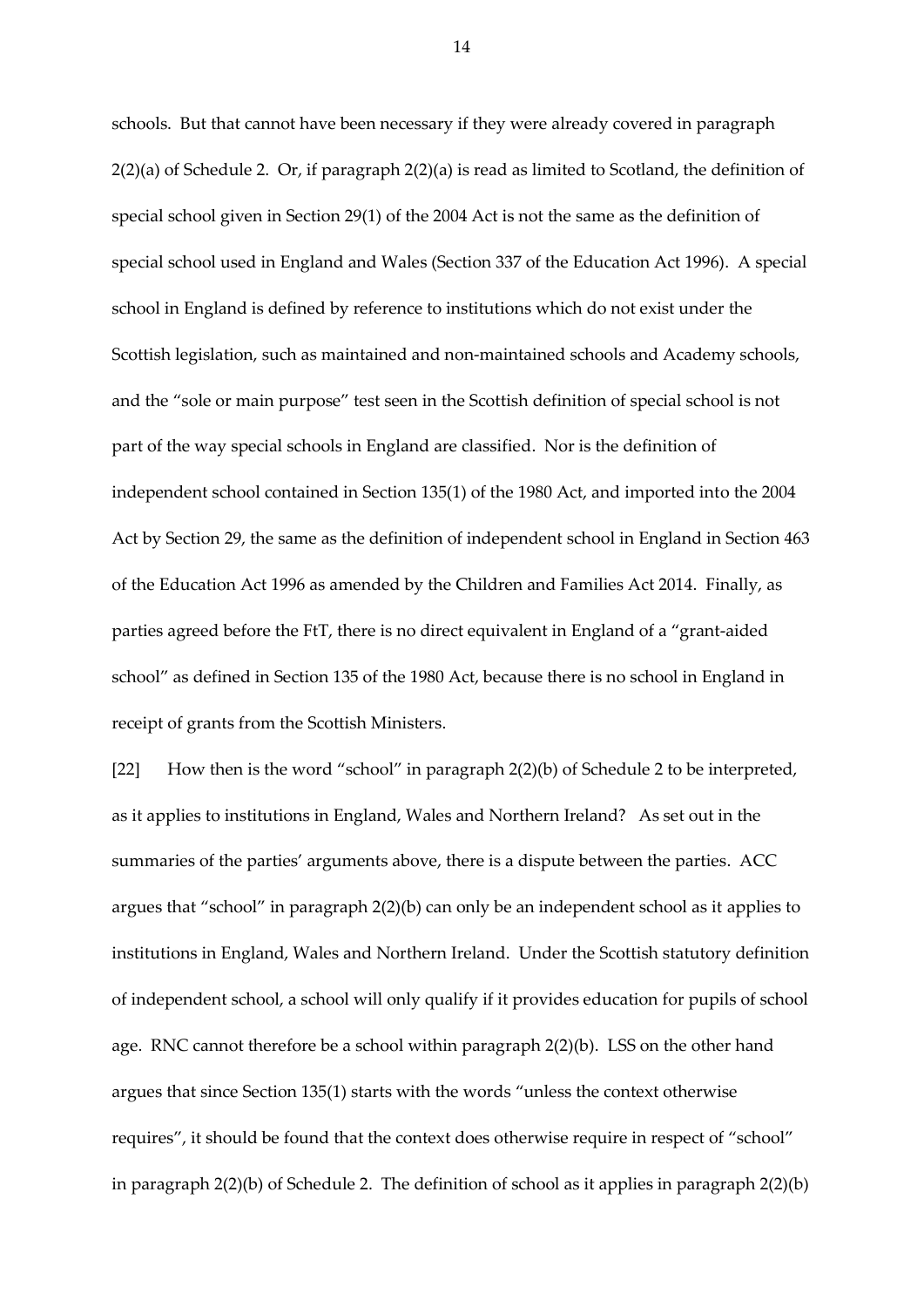schools. But that cannot have been necessary if they were already covered in paragraph 2(2)(a) of Schedule 2. Or, if paragraph 2(2)(a) is read as limited to Scotland, the definition of special school given in Section 29(1) of the 2004 Act is not the same as the definition of special school used in England and Wales (Section 337 of the Education Act 1996). A special school in England is defined by reference to institutions which do not exist under the Scottish legislation, such as maintained and non-maintained schools and Academy schools, and the "sole or main purpose" test seen in the Scottish definition of special school is not part of the way special schools in England are classified. Nor is the definition of independent school contained in Section 135(1) of the 1980 Act, and imported into the 2004 Act by Section 29, the same as the definition of independent school in England in Section 463 of the Education Act 1996 as amended by the Children and Families Act 2014. Finally, as parties agreed before the FtT, there is no direct equivalent in England of a "grant-aided school" as defined in Section 135 of the 1980 Act, because there is no school in England in receipt of grants from the Scottish Ministers.

[22] How then is the word "school" in paragraph 2(2)(b) of Schedule 2 to be interpreted, as it applies to institutions in England, Wales and Northern Ireland? As set out in the summaries of the parties' arguments above, there is a dispute between the parties. ACC argues that "school" in paragraph 2(2)(b) can only be an independent school as it applies to institutions in England, Wales and Northern Ireland. Under the Scottish statutory definition of independent school, a school will only qualify if it provides education for pupils of school age. RNC cannot therefore be a school within paragraph 2(2)(b). LSS on the other hand argues that since Section 135(1) starts with the words "unless the context otherwise requires", it should be found that the context does otherwise require in respect of "school" in paragraph 2(2)(b) of Schedule 2. The definition of school as it applies in paragraph 2(2)(b)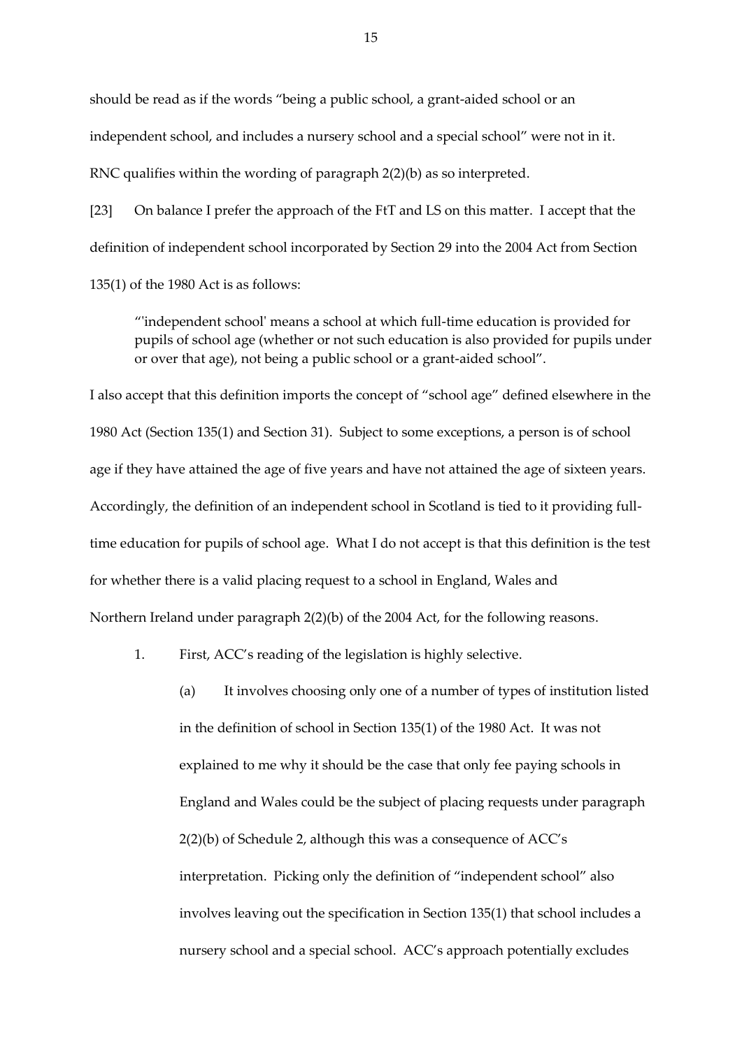should be read as if the words "being a public school, a grant-aided school or an independent school, and includes a nursery school and a special school" were not in it. RNC qualifies within the wording of paragraph 2(2)(b) as so interpreted.

[23] On balance I prefer the approach of the FtT and LS on this matter. I accept that the definition of independent school incorporated by Section 29 into the 2004 Act from Section 135(1) of the 1980 Act is as follows:

> "'independent school' means a school at which full-time education is provided for pupils of school age (whether or not such education is also provided for pupils under or over that age), not being a public school or a grant-aided school".

I also accept that this definition imports the concept of "school age" defined elsewhere in the 1980 Act (Section 135(1) and Section 31). Subject to some exceptions, a person is of school age if they have attained the age of five years and have not attained the age of sixteen years. Accordingly, the definition of an independent school in Scotland is tied to it providing full-time education for pupils of school age. What I do not accept is that this definition is the test for whether there is a valid placing request to a school in England, Wales and Northern Ireland under paragraph 2(2)(b) of the 2004 Act, for the following reasons.

1. First, ACC's reading of the legislation is highly selective.

   (a) It involves choosing only one of a number of types of institution listed in the definition of school in Section 135(1) of the 1980 Act. It was not explained to me why it should be the case that only fee paying schools in England and Wales could be the subject of placing requests under paragraph 2(2)(b) of Schedule 2, although this was a consequence of ACC's interpretation. Picking only the definition of "independent school" also involves leaving out the specification in Section 135(1) that school includes a nursery school and a special school. ACC's approach potentially excludes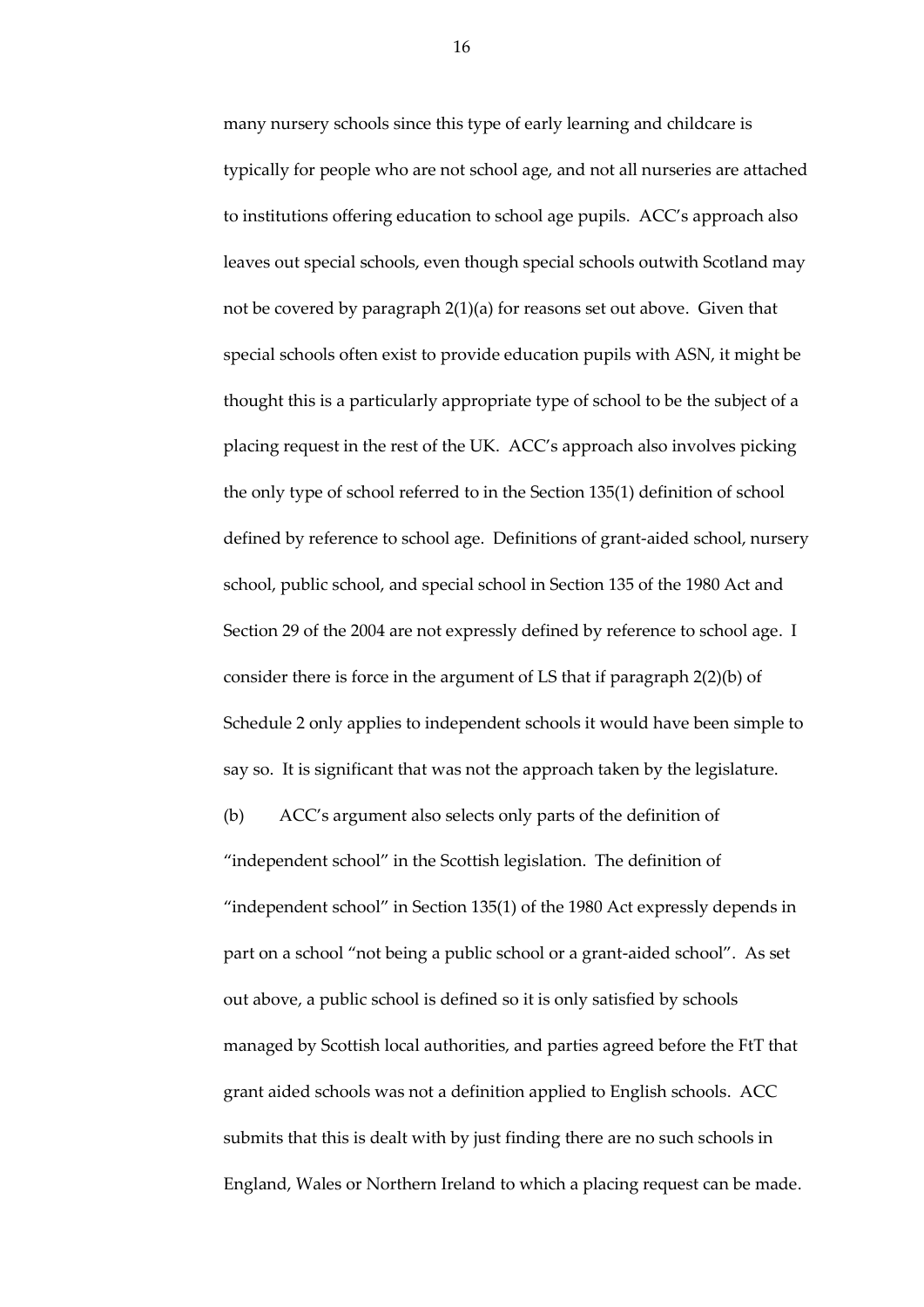many nursery schools since this type of early learning and childcare is typically for people who are not school age, and not all nurseries are attached to institutions offering education to school age pupils. ACC's approach also leaves out special schools, even though special schools outwith Scotland may not be covered by paragraph 2(1)(a) for reasons set out above. Given that special schools often exist to provide education pupils with ASN, it might be thought this is a particularly appropriate type of school to be the subject of a placing request in the rest of the UK. ACC's approach also involves picking the only type of school referred to in the Section 135(1) definition of school defined by reference to school age. Definitions of grant-aided school, nursery school, public school, and special school in Section 135 of the 1980 Act and Section 29 of the 2004 are not expressly defined by reference to school age. I consider there is force in the argument of LS that if paragraph 2(2)(b) of Schedule 2 only applies to independent schools it would have been simple to say so. It is significant that was not the approach taken by the legislature.

(b) ACC's argument also selects only parts of the definition of "independent school" in the Scottish legislation. The definition of "independent school" in Section 135(1) of the 1980 Act expressly depends in part on a school "not being a public school or a grant-aided school". As set out above, a public school is defined so it is only satisfied by schools managed by Scottish local authorities, and parties agreed before the FtT that grant aided schools was not a definition applied to English schools. ACC submits that this is dealt with by just finding there are no such schools in England, Wales or Northern Ireland to which a placing request can be made.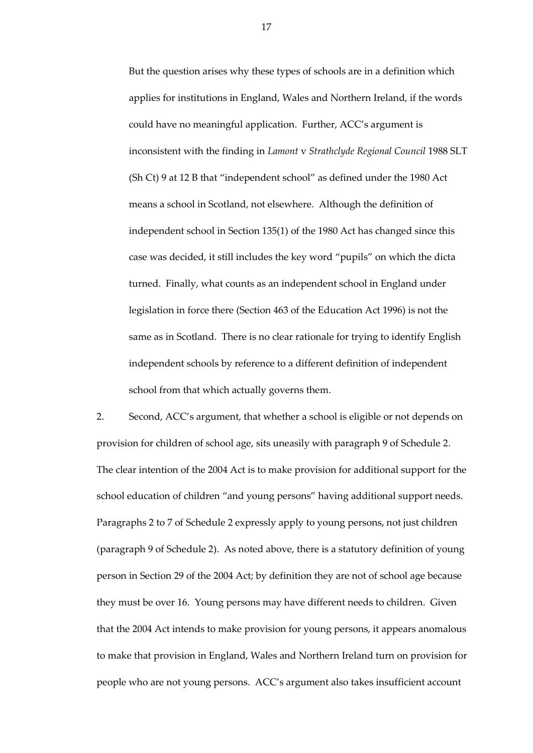But the question arises why these types of schools are in a definition which applies for institutions in England, Wales and Northern Ireland, if the words could have no meaningful application. Further, ACC's argument is inconsistent with the finding in *Lamont* v *Strathclyde Regional Council* 1988 SLT (Sh Ct) 9 at 12 B that "independent school" as defined under the 1980 Act means a school in Scotland, not elsewhere. Although the definition of independent school in Section 135(1) of the 1980 Act has changed since this case was decided, it still includes the key word "pupils" on which the dicta turned. Finally, what counts as an independent school in England under legislation in force there (Section 463 of the Education Act 1996) is not the same as in Scotland. There is no clear rationale for trying to identify English independent schools by reference to a different definition of independent school from that which actually governs them.

2. Second, ACC's argument, that whether a school is eligible or not depends on provision for children of school age, sits uneasily with paragraph 9 of Schedule 2. The clear intention of the 2004 Act is to make provision for additional support for the school education of children "and young persons" having additional support needs. Paragraphs 2 to 7 of Schedule 2 expressly apply to young persons, not just children (paragraph 9 of Schedule 2). As noted above, there is a statutory definition of young person in Section 29 of the 2004 Act; by definition they are not of school age because they must be over 16. Young persons may have different needs to children. Given that the 2004 Act intends to make provision for young persons, it appears anomalous to make that provision in England, Wales and Northern Ireland turn on provision for people who are not young persons. ACC's argument also takes insufficient account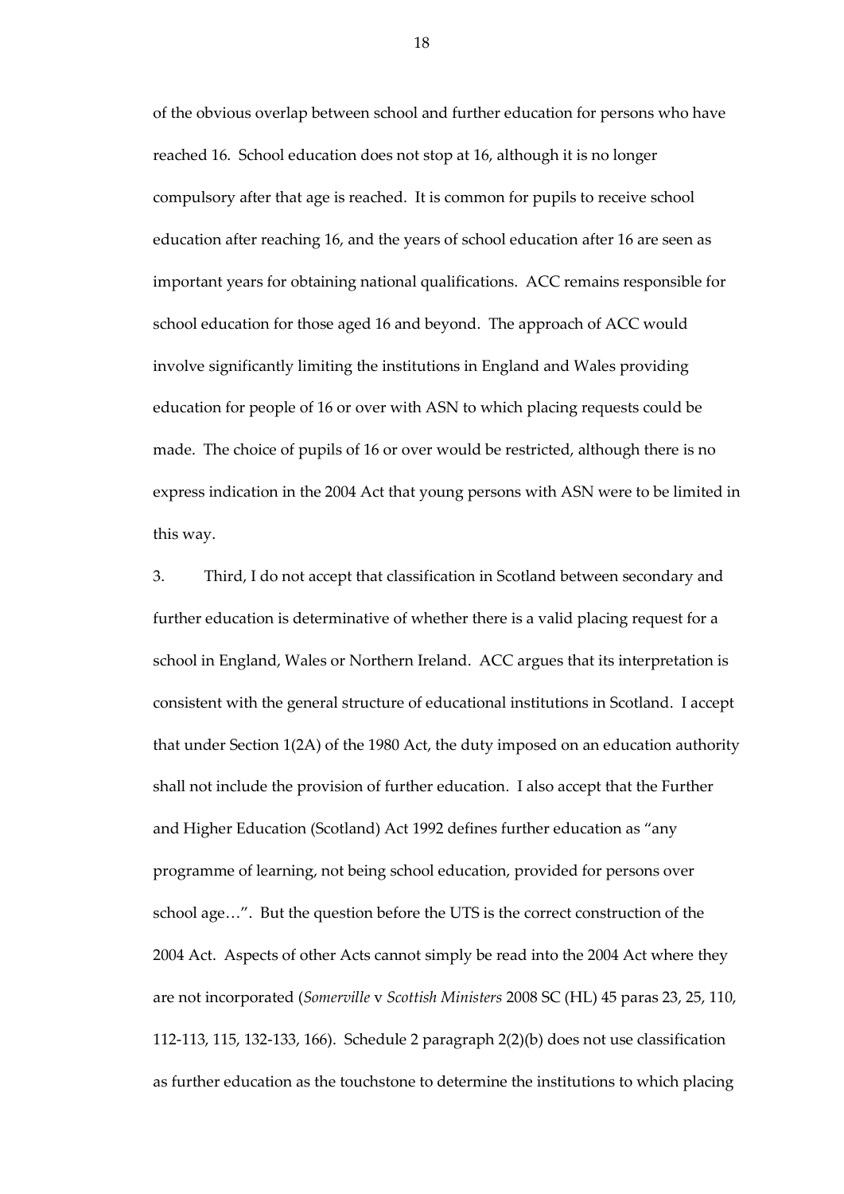of the obvious overlap between school and further education for persons who have reached 16. School education does not stop at 16, although it is no longer compulsory after that age is reached. It is common for pupils to receive school education after reaching 16, and the years of school education after 16 are seen as important years for obtaining national qualifications. ACC remains responsible for school education for those aged 16 and beyond. The approach of ACC would involve significantly limiting the institutions in England and Wales providing education for people of 16 or over with ASN to which placing requests could be made. The choice of pupils of 16 or over would be restricted, although there is no express indication in the 2004 Act that young persons with ASN were to be limited in this way.

3. Third, I do not accept that classification in Scotland between secondary and further education is determinative of whether there is a valid placing request for a school in England, Wales or Northern Ireland. ACC argues that its interpretation is consistent with the general structure of educational institutions in Scotland. I accept that under Section 1(2A) of the 1980 Act, the duty imposed on an education authority shall not include the provision of further education. I also accept that the Further and Higher Education (Scotland) Act 1992 defines further education as "any programme of learning, not being school education, provided for persons over school age…". But the question before the UTS is the correct construction of the 2004 Act. Aspects of other Acts cannot simply be read into the 2004 Act where they are not incorporated (*Somerville* v *Scottish Ministers* 2008 SC (HL) 45 paras 23, 25, 110, 112-113, 115, 132-133, 166). Schedule 2 paragraph 2(2)(b) does not use classification as further education as the touchstone to determine the institutions to which placing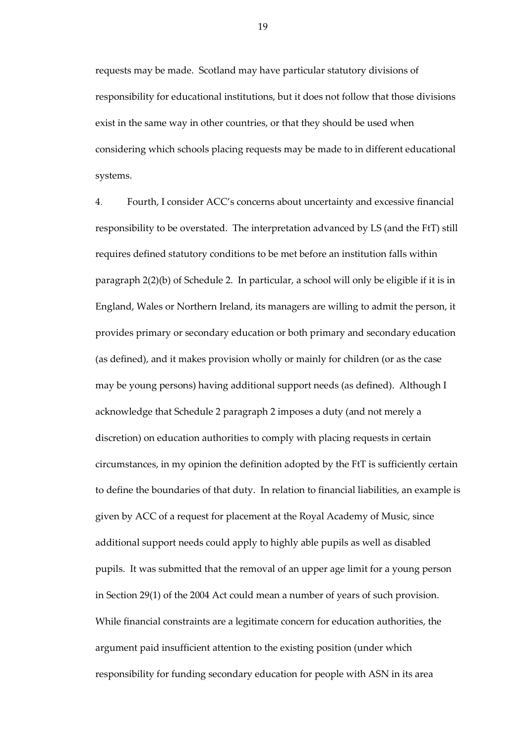requests may be made. Scotland may have particular statutory divisions of responsibility for educational institutions, but it does not follow that those divisions exist in the same way in other countries, or that they should be used when considering which schools placing requests may be made to in different educational systems.

4. Fourth, I consider ACC's concerns about uncertainty and excessive financial responsibility to be overstated. The interpretation advanced by LS (and the FtT) still requires defined statutory conditions to be met before an institution falls within paragraph 2(2)(b) of Schedule 2. In particular, a school will only be eligible if it is in England, Wales or Northern Ireland, its managers are willing to admit the person, it provides primary or secondary education or both primary and secondary education (as defined), and it makes provision wholly or mainly for children (or as the case may be young persons) having additional support needs (as defined). Although I acknowledge that Schedule 2 paragraph 2 imposes a duty (and not merely a discretion) on education authorities to comply with placing requests in certain circumstances, in my opinion the definition adopted by the FtT is sufficiently certain to define the boundaries of that duty. In relation to financial liabilities, an example is given by ACC of a request for placement at the Royal Academy of Music, since additional support needs could apply to highly able pupils as well as disabled pupils. It was submitted that the removal of an upper age limit for a young person in Section 29(1) of the 2004 Act could mean a number of years of such provision. While financial constraints are a legitimate concern for education authorities, the argument paid insufficient attention to the existing position (under which responsibility for funding secondary education for people with ASN in its area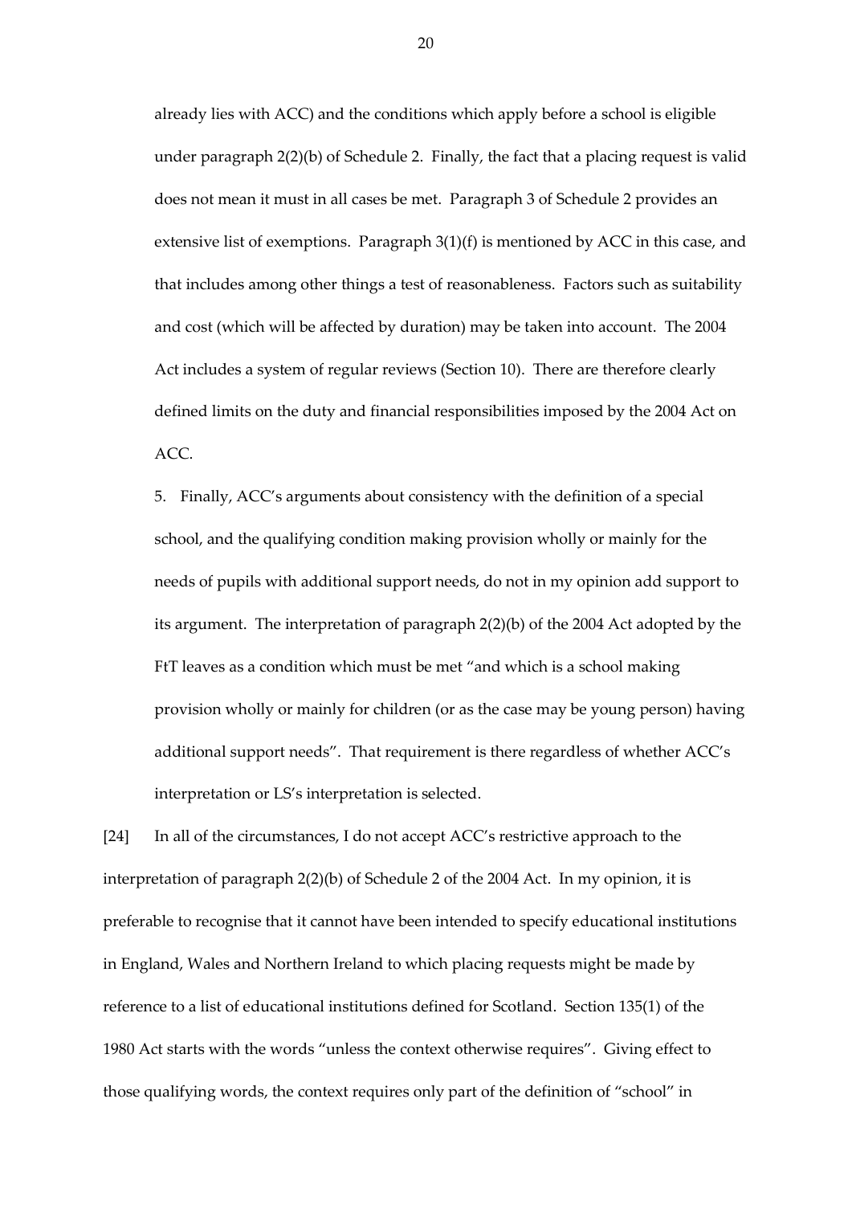already lies with ACC) and the conditions which apply before a school is eligible under paragraph 2(2)(b) of Schedule 2. Finally, the fact that a placing request is valid does not mean it must in all cases be met. Paragraph 3 of Schedule 2 provides an extensive list of exemptions. Paragraph 3(1)(f) is mentioned by ACC in this case, and that includes among other things a test of reasonableness. Factors such as suitability and cost (which will be affected by duration) may be taken into account. The 2004 Act includes a system of regular reviews (Section 10). There are therefore clearly defined limits on the duty and financial responsibilities imposed by the 2004 Act on ACC.

5. Finally, ACC's arguments about consistency with the definition of a special school, and the qualifying condition making provision wholly or mainly for the needs of pupils with additional support needs, do not in my opinion add support to its argument. The interpretation of paragraph 2(2)(b) of the 2004 Act adopted by the FtT leaves as a condition which must be met "and which is a school making provision wholly or mainly for children (or as the case may be young person) having additional support needs". That requirement is there regardless of whether ACC's interpretation or LS's interpretation is selected.

[24] In all of the circumstances, I do not accept ACC's restrictive approach to the interpretation of paragraph 2(2)(b) of Schedule 2 of the 2004 Act. In my opinion, it is preferable to recognise that it cannot have been intended to specify educational institutions in England, Wales and Northern Ireland to which placing requests might be made by reference to a list of educational institutions defined for Scotland. Section 135(1) of the 1980 Act starts with the words "unless the context otherwise requires". Giving effect to those qualifying words, the context requires only part of the definition of "school" in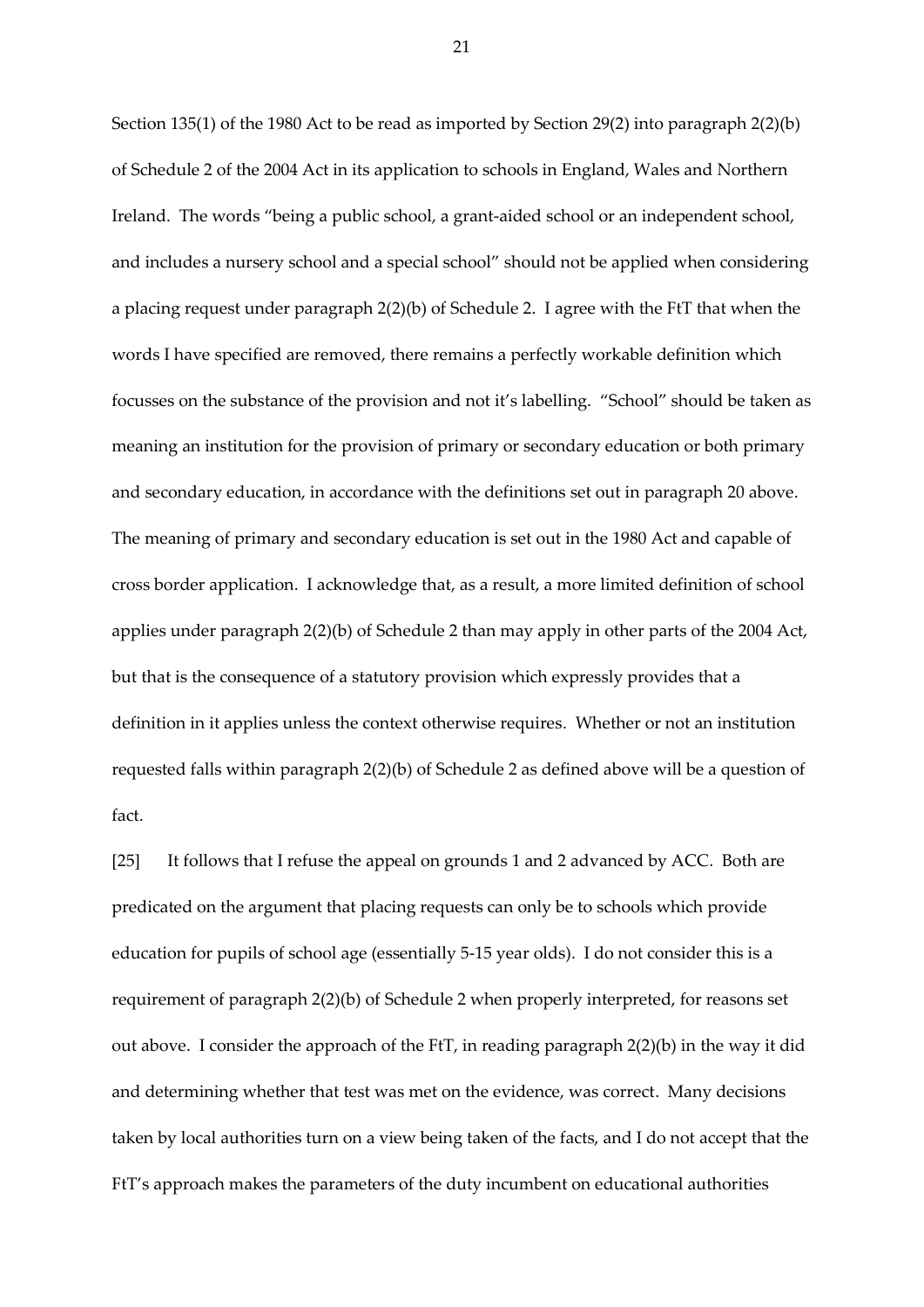Section 135(1) of the 1980 Act to be read as imported by Section 29(2) into paragraph 2(2)(b) of Schedule 2 of the 2004 Act in its application to schools in England, Wales and Northern Ireland. The words "being a public school, a grant-aided school or an independent school, and includes a nursery school and a special school" should not be applied when considering a placing request under paragraph 2(2)(b) of Schedule 2. I agree with the FtT that when the words I have specified are removed, there remains a perfectly workable definition which focusses on the substance of the provision and not it's labelling. "School" should be taken as meaning an institution for the provision of primary or secondary education or both primary and secondary education, in accordance with the definitions set out in paragraph 20 above. The meaning of primary and secondary education is set out in the 1980 Act and capable of cross border application. I acknowledge that, as a result, a more limited definition of school applies under paragraph 2(2)(b) of Schedule 2 than may apply in other parts of the 2004 Act, but that is the consequence of a statutory provision which expressly provides that a definition in it applies unless the context otherwise requires. Whether or not an institution requested falls within paragraph 2(2)(b) of Schedule 2 as defined above will be a question of fact.

[25] It follows that I refuse the appeal on grounds 1 and 2 advanced by ACC. Both are predicated on the argument that placing requests can only be to schools which provide education for pupils of school age (essentially 5-15 year olds). I do not consider this is a requirement of paragraph 2(2)(b) of Schedule 2 when properly interpreted, for reasons set out above. I consider the approach of the FtT, in reading paragraph 2(2)(b) in the way it did and determining whether that test was met on the evidence, was correct. Many decisions taken by local authorities turn on a view being taken of the facts, and I do not accept that the FtT's approach makes the parameters of the duty incumbent on educational authorities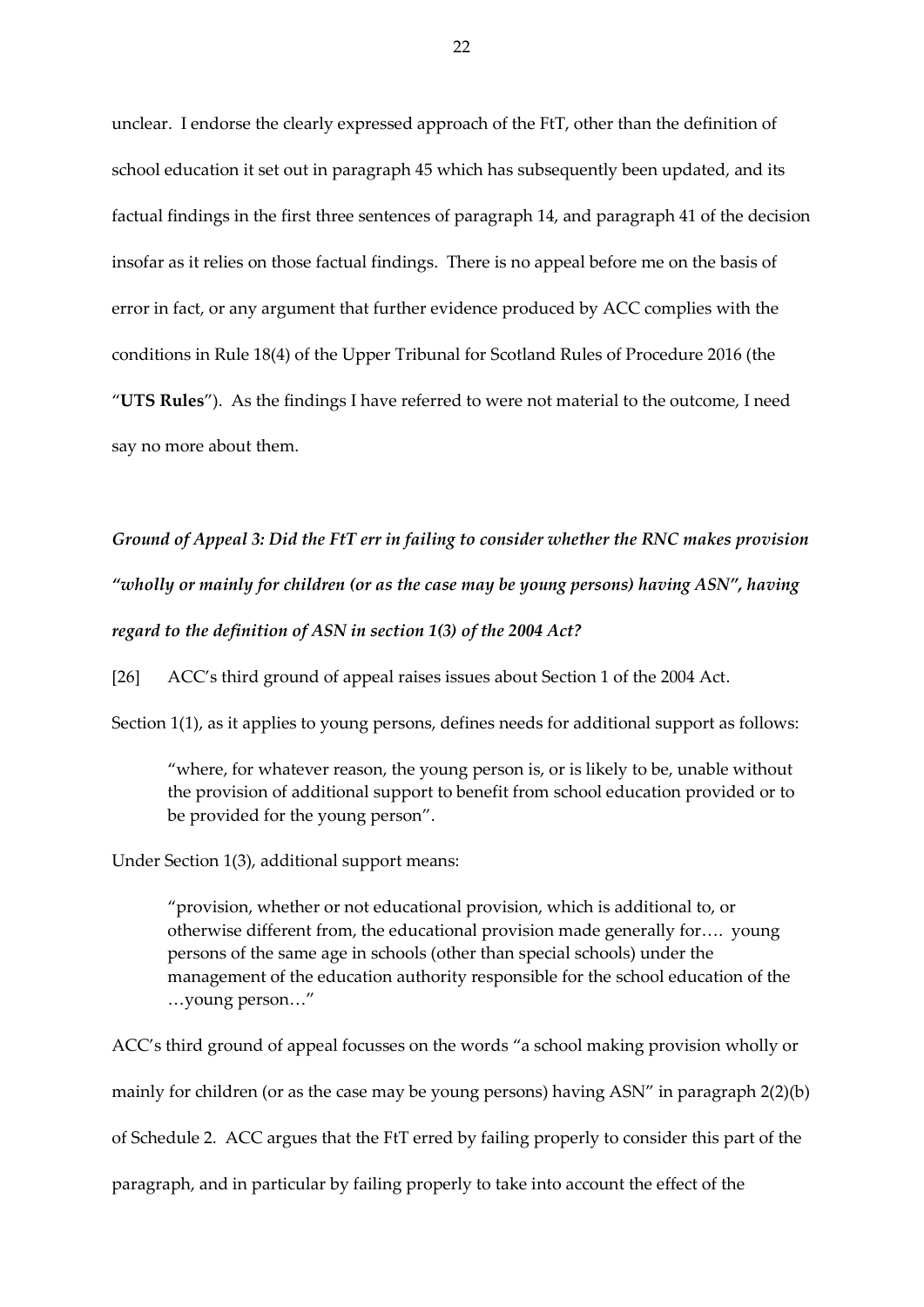unclear. I endorse the clearly expressed approach of the FtT, other than the definition of school education it set out in paragraph 45 which has subsequently been updated, and its factual findings in the first three sentences of paragraph 14, and paragraph 41 of the decision insofar as it relies on those factual findings. There is no appeal before me on the basis of error in fact, or any argument that further evidence produced by ACC complies with the conditions in Rule 18(4) of the Upper Tribunal for Scotland Rules of Procedure 2016 (the "**UTS Rules**"). As the findings I have referred to were not material to the outcome, I need say no more about them.

***Ground of Appeal 3: Did the FtT err in failing to consider whether the RNC makes provision "wholly or mainly for children (or as the case may be young persons) having ASN", having regard to the definition of ASN in section 1(3) of the 2004 Act?***

[26] ACC's third ground of appeal raises issues about Section 1 of the 2004 Act.

Section 1(1), as it applies to young persons, defines needs for additional support as follows:

> "where, for whatever reason, the young person is, or is likely to be, unable without the provision of additional support to benefit from school education provided or to be provided for the young person".

Under Section 1(3), additional support means:

> "provision, whether or not educational provision, which is additional to, or otherwise different from, the educational provision made generally for…. young persons of the same age in schools (other than special schools) under the management of the education authority responsible for the school education of the …young person…"

ACC's third ground of appeal focusses on the words "a school making provision wholly or mainly for children (or as the case may be young persons) having ASN" in paragraph 2(2)(b) of Schedule 2. ACC argues that the FtT erred by failing properly to consider this part of the paragraph, and in particular by failing properly to take into account the effect of the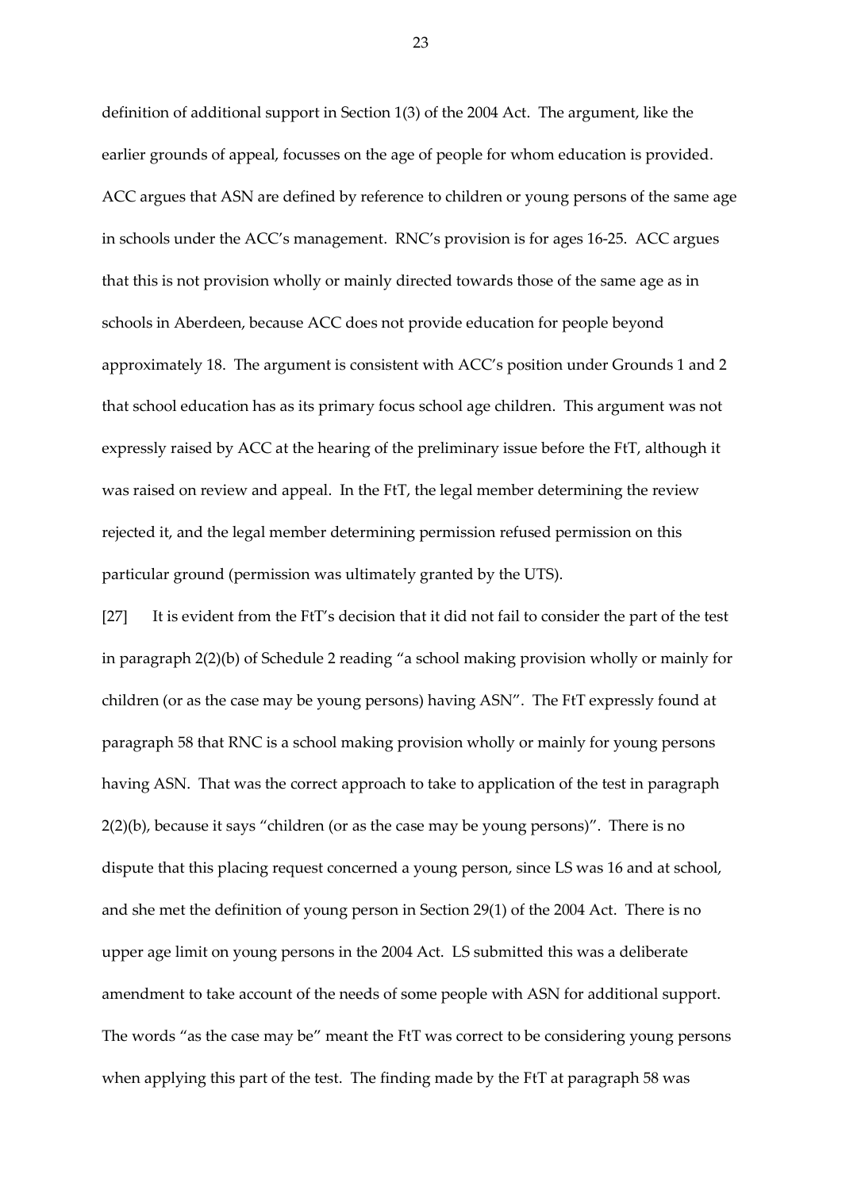definition of additional support in Section 1(3) of the 2004 Act. The argument, like the earlier grounds of appeal, focusses on the age of people for whom education is provided. ACC argues that ASN are defined by reference to children or young persons of the same age in schools under the ACC's management. RNC's provision is for ages 16-25. ACC argues that this is not provision wholly or mainly directed towards those of the same age as in schools in Aberdeen, because ACC does not provide education for people beyond approximately 18. The argument is consistent with ACC's position under Grounds 1 and 2 that school education has as its primary focus school age children. This argument was not expressly raised by ACC at the hearing of the preliminary issue before the FtT, although it was raised on review and appeal. In the FtT, the legal member determining the review rejected it, and the legal member determining permission refused permission on this particular ground (permission was ultimately granted by the UTS).

[27] It is evident from the FtT's decision that it did not fail to consider the part of the test in paragraph 2(2)(b) of Schedule 2 reading "a school making provision wholly or mainly for children (or as the case may be young persons) having ASN". The FtT expressly found at paragraph 58 that RNC is a school making provision wholly or mainly for young persons having ASN. That was the correct approach to take to application of the test in paragraph 2(2)(b), because it says "children (or as the case may be young persons)". There is no dispute that this placing request concerned a young person, since LS was 16 and at school, and she met the definition of young person in Section 29(1) of the 2004 Act. There is no upper age limit on young persons in the 2004 Act. LS submitted this was a deliberate amendment to take account of the needs of some people with ASN for additional support. The words "as the case may be" meant the FtT was correct to be considering young persons when applying this part of the test. The finding made by the FtT at paragraph 58 was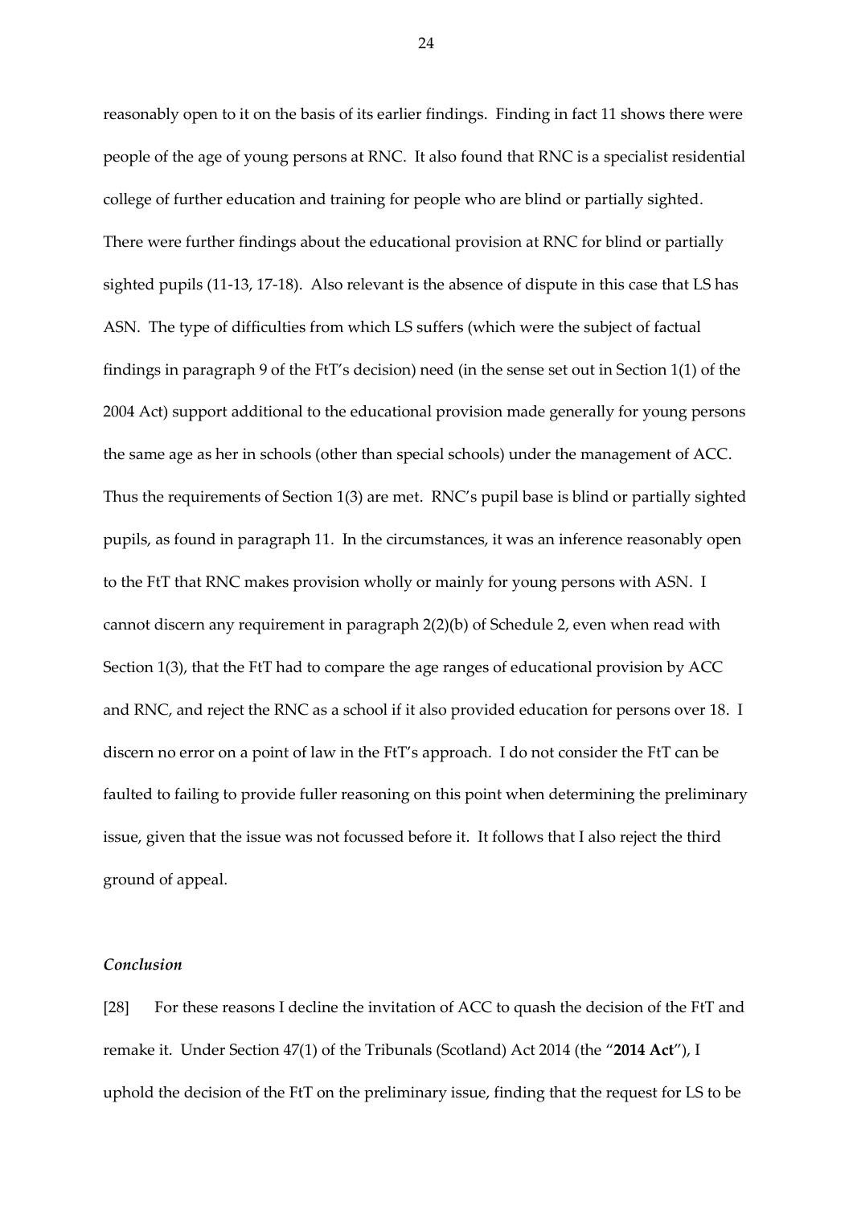reasonably open to it on the basis of its earlier findings. Finding in fact 11 shows there were people of the age of young persons at RNC. It also found that RNC is a specialist residential college of further education and training for people who are blind or partially sighted. There were further findings about the educational provision at RNC for blind or partially sighted pupils (11-13, 17-18). Also relevant is the absence of dispute in this case that LS has ASN. The type of difficulties from which LS suffers (which were the subject of factual findings in paragraph 9 of the FtT's decision) need (in the sense set out in Section 1(1) of the 2004 Act) support additional to the educational provision made generally for young persons the same age as her in schools (other than special schools) under the management of ACC. Thus the requirements of Section 1(3) are met. RNC's pupil base is blind or partially sighted pupils, as found in paragraph 11. In the circumstances, it was an inference reasonably open to the FtT that RNC makes provision wholly or mainly for young persons with ASN. I cannot discern any requirement in paragraph 2(2)(b) of Schedule 2, even when read with Section 1(3), that the FtT had to compare the age ranges of educational provision by ACC and RNC, and reject the RNC as a school if it also provided education for persons over 18. I discern no error on a point of law in the FtT's approach. I do not consider the FtT can be faulted to failing to provide fuller reasoning on this point when determining the preliminary issue, given that the issue was not focussed before it. It follows that I also reject the third ground of appeal.

### *Conclusion*

[28] For these reasons I decline the invitation of ACC to quash the decision of the FtT and remake it. Under Section 47(1) of the Tribunals (Scotland) Act 2014 (the "**2014 Act**"), I uphold the decision of the FtT on the preliminary issue, finding that the request for LS to be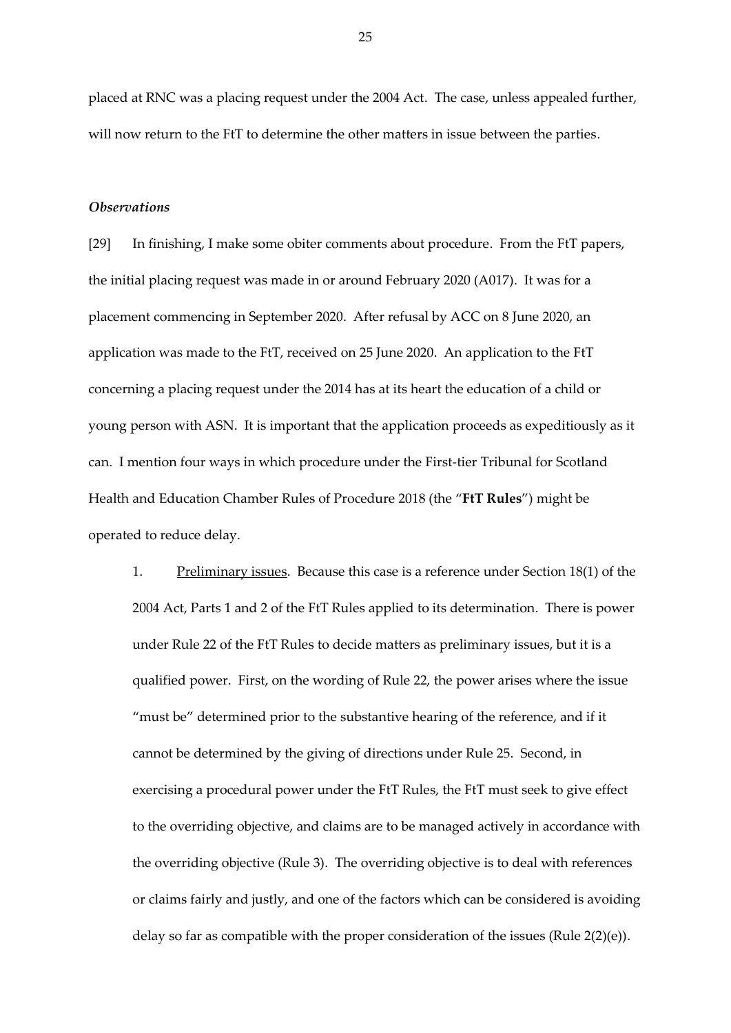placed at RNC was a placing request under the 2004 Act. The case, unless appealed further, will now return to the FtT to determine the other matters in issue between the parties.

### *Observations*

[29] In finishing, I make some obiter comments about procedure. From the FtT papers, the initial placing request was made in or around February 2020 (A017). It was for a placement commencing in September 2020. After refusal by ACC on 8 June 2020, an application was made to the FtT, received on 25 June 2020. An application to the FtT concerning a placing request under the 2014 has at its heart the education of a child or young person with ASN. It is important that the application proceeds as expeditiously as it can. I mention four ways in which procedure under the First-tier Tribunal for Scotland Health and Education Chamber Rules of Procedure 2018 (the "**FtT Rules**") might be operated to reduce delay.

1. Preliminary issues. Because this case is a reference under Section 18(1) of the 2004 Act, Parts 1 and 2 of the FtT Rules applied to its determination. There is power under Rule 22 of the FtT Rules to decide matters as preliminary issues, but it is a qualified power. First, on the wording of Rule 22, the power arises where the issue "must be" determined prior to the substantive hearing of the reference, and if it cannot be determined by the giving of directions under Rule 25. Second, in exercising a procedural power under the FtT Rules, the FtT must seek to give effect to the overriding objective, and claims are to be managed actively in accordance with the overriding objective (Rule 3). The overriding objective is to deal with references or claims fairly and justly, and one of the factors which can be considered is avoiding delay so far as compatible with the proper consideration of the issues (Rule 2(2)(e)).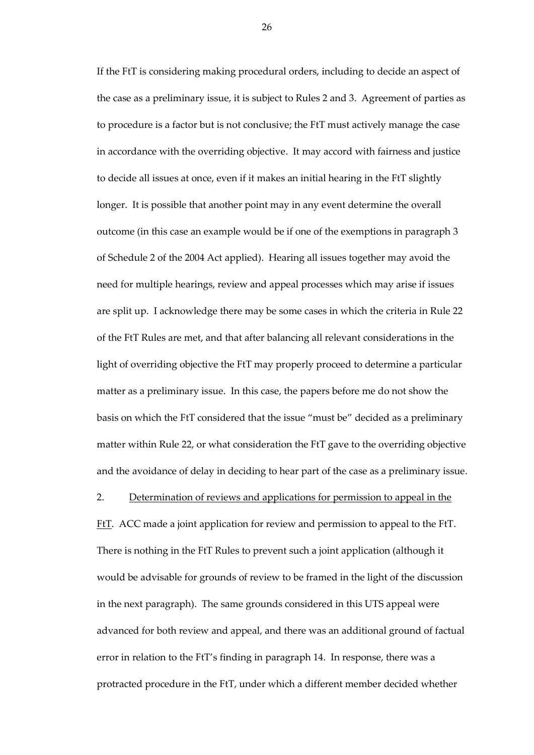If the FtT is considering making procedural orders, including to decide an aspect of the case as a preliminary issue, it is subject to Rules 2 and 3. Agreement of parties as to procedure is a factor but is not conclusive; the FtT must actively manage the case in accordance with the overriding objective. It may accord with fairness and justice to decide all issues at once, even if it makes an initial hearing in the FtT slightly longer. It is possible that another point may in any event determine the overall outcome (in this case an example would be if one of the exemptions in paragraph 3 of Schedule 2 of the 2004 Act applied). Hearing all issues together may avoid the need for multiple hearings, review and appeal processes which may arise if issues are split up. I acknowledge there may be some cases in which the criteria in Rule 22 of the FtT Rules are met, and that after balancing all relevant considerations in the light of overriding objective the FtT may properly proceed to determine a particular matter as a preliminary issue. In this case, the papers before me do not show the basis on which the FtT considered that the issue "must be" decided as a preliminary matter within Rule 22, or what consideration the FtT gave to the overriding objective and the avoidance of delay in deciding to hear part of the case as a preliminary issue.

2. <u>Determination of reviews and applications for permission to appeal in the FtT</u>. ACC made a joint application for review and permission to appeal to the FtT. There is nothing in the FtT Rules to prevent such a joint application (although it would be advisable for grounds of review to be framed in the light of the discussion in the next paragraph). The same grounds considered in this UTS appeal were advanced for both review and appeal, and there was an additional ground of factual error in relation to the FtT's finding in paragraph 14. In response, there was a protracted procedure in the FtT, under which a different member decided whether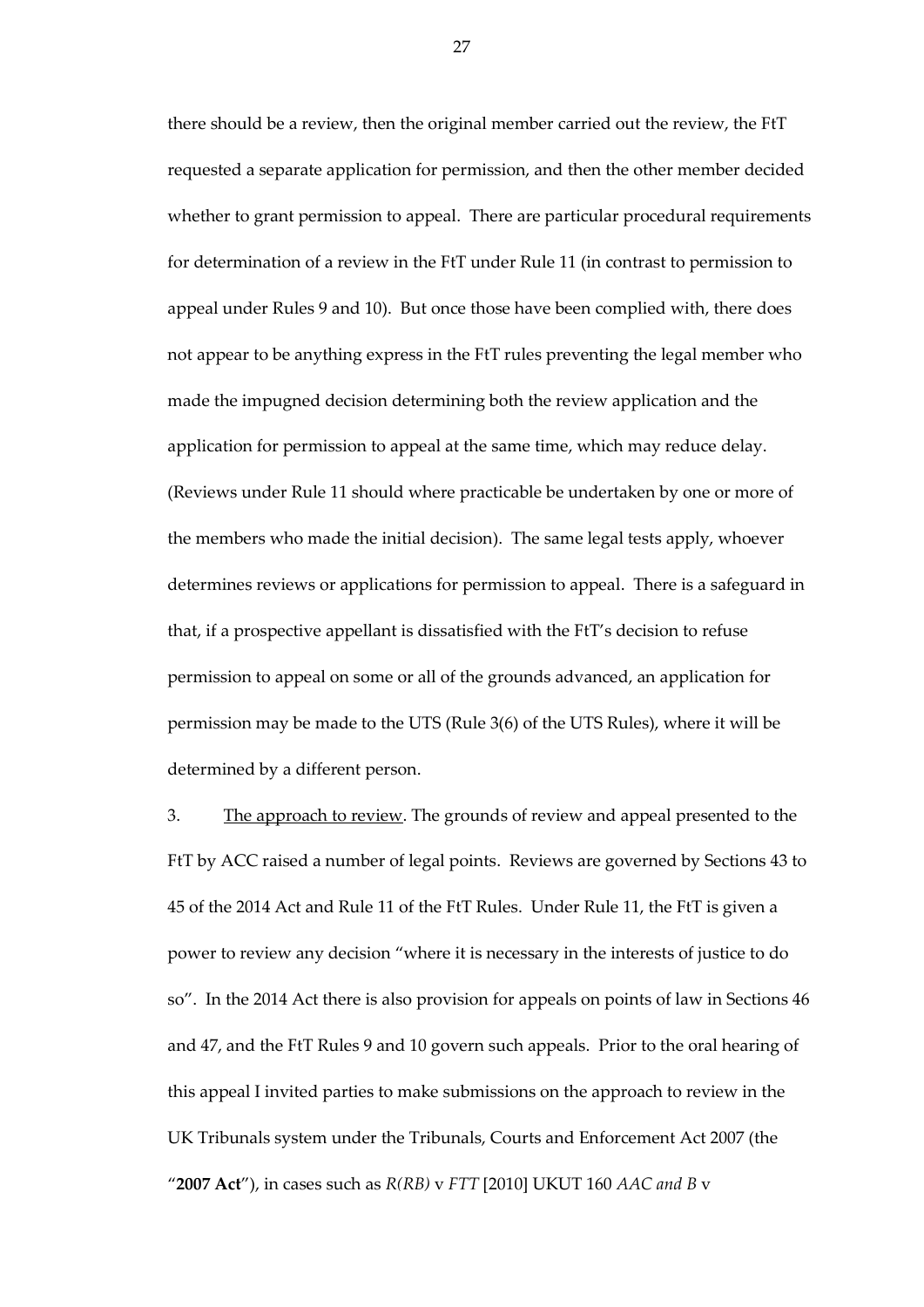there should be a review, then the original member carried out the review, the FtT requested a separate application for permission, and then the other member decided whether to grant permission to appeal. There are particular procedural requirements for determination of a review in the FtT under Rule 11 (in contrast to permission to appeal under Rules 9 and 10). But once those have been complied with, there does not appear to be anything express in the FtT rules preventing the legal member who made the impugned decision determining both the review application and the application for permission to appeal at the same time, which may reduce delay. (Reviews under Rule 11 should where practicable be undertaken by one or more of the members who made the initial decision). The same legal tests apply, whoever determines reviews or applications for permission to appeal. There is a safeguard in that, if a prospective appellant is dissatisfied with the FtT's decision to refuse permission to appeal on some or all of the grounds advanced, an application for permission may be made to the UTS (Rule 3(6) of the UTS Rules), where it will be determined by a different person.

3. <u>The approach to review</u>. The grounds of review and appeal presented to the FtT by ACC raised a number of legal points. Reviews are governed by Sections 43 to 45 of the 2014 Act and Rule 11 of the FtT Rules. Under Rule 11, the FtT is given a power to review any decision "where it is necessary in the interests of justice to do so". In the 2014 Act there is also provision for appeals on points of law in Sections 46 and 47, and the FtT Rules 9 and 10 govern such appeals. Prior to the oral hearing of this appeal I invited parties to make submissions on the approach to review in the UK Tribunals system under the Tribunals, Courts and Enforcement Act 2007 (the "**2007 Act**"), in cases such as *R(RB)* v *FTT* [2010] UKUT 160 *AAC and B* v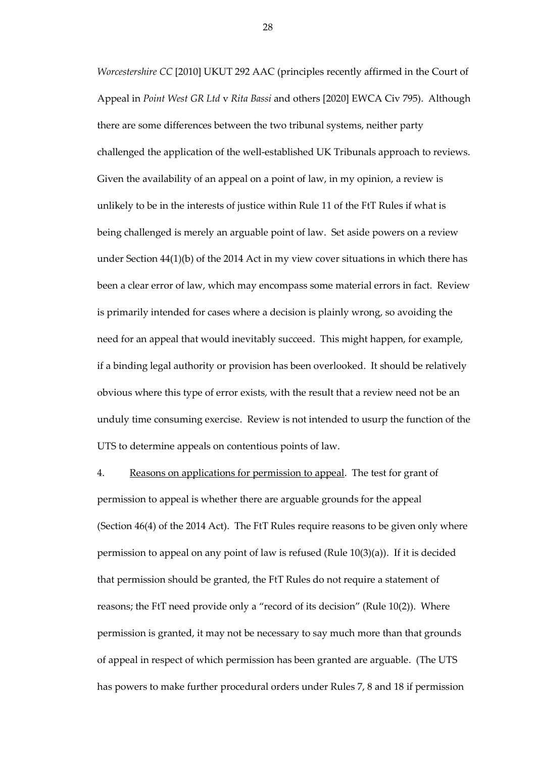*Worcestershire CC* [2010] UKUT 292 AAC (principles recently affirmed in the Court of Appeal in *Point West GR Ltd* v *Rita Bassi* and others [2020] EWCA Civ 795). Although there are some differences between the two tribunal systems, neither party challenged the application of the well-established UK Tribunals approach to reviews. Given the availability of an appeal on a point of law, in my opinion, a review is unlikely to be in the interests of justice within Rule 11 of the FtT Rules if what is being challenged is merely an arguable point of law. Set aside powers on a review under Section 44(1)(b) of the 2014 Act in my view cover situations in which there has been a clear error of law, which may encompass some material errors in fact. Review is primarily intended for cases where a decision is plainly wrong, so avoiding the need for an appeal that would inevitably succeed. This might happen, for example, if a binding legal authority or provision has been overlooked. It should be relatively obvious where this type of error exists, with the result that a review need not be an unduly time consuming exercise. Review is not intended to usurp the function of the UTS to determine appeals on contentious points of law.

4. <u>Reasons on applications for permission to appeal</u>. The test for grant of permission to appeal is whether there are arguable grounds for the appeal (Section 46(4) of the 2014 Act). The FtT Rules require reasons to be given only where permission to appeal on any point of law is refused (Rule 10(3)(a)). If it is decided that permission should be granted, the FtT Rules do not require a statement of reasons; the FtT need provide only a "record of its decision" (Rule 10(2)). Where permission is granted, it may not be necessary to say much more than that grounds of appeal in respect of which permission has been granted are arguable. (The UTS has powers to make further procedural orders under Rules 7, 8 and 18 if permission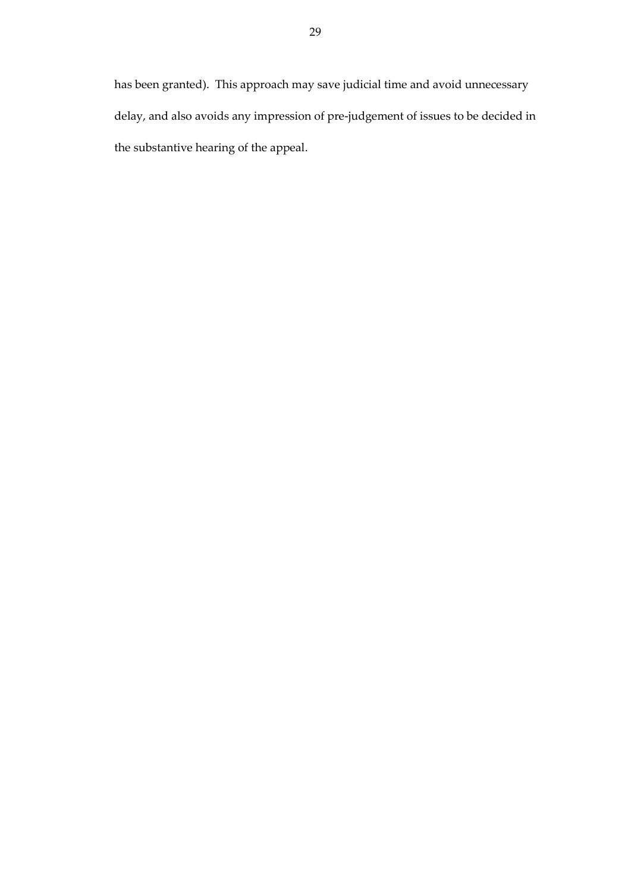has been granted). This approach may save judicial time and avoid unnecessary delay, and also avoids any impression of pre-judgement of issues to be decided in the substantive hearing of the appeal.